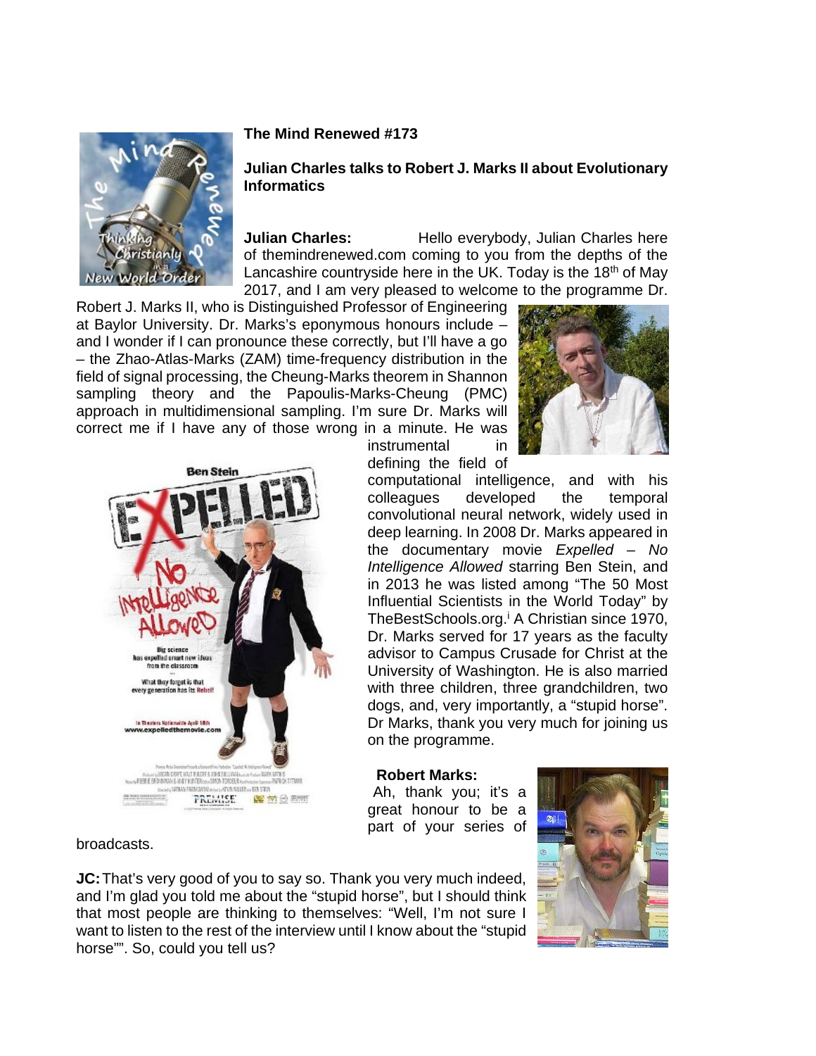**The Mind Renewed #173**

**Julian Charles talks to Robert J. Marks II about Evolutionary Informatics**

**Julian Charles:** Hello everybody, Julian Charles here of themindrenewed.com coming to you from the depths of the Lancashire countryside here in the UK. Today is the 18th of May 2017, and I am very pleased to welcome to the programme Dr. Robert J. Marks II, who is Distinguished Professor of Engineering at Baylor University. Dr. Marks's eponymous honours include – and I wonder if I can pronounce these correctly, but I'll have a go – the Zhao-Atlas-Marks (ZAM) time-frequency distribution in the field of signal processing, the Cheung-Marks theorem in Shannon sampling theory and the Papoulis-Marks-Cheung (PMC) approach in multidimensional sampling. I'm sure Dr. Marks will correct me if I have any of those wrong in a minute. He was instrumental in defining the field of computational intelligence, and with his colleagues developed the temporal convolutional neural network, widely used in deep learning. In 2008 Dr. Marks appeared in the documentary movie *Expelled – No Intelligence Allowed* starring Ben Stein, and in 2013 he was listed among "The 50 Most Influential Scientists in the World Today" by TheBestSchools.org.[i] A Christian since 1970, Dr. Marks served for 17 years as the faculty advisor to Campus Crusade for Christ at the University of Washington. He is also married with three children, three grandchildren, two dogs, and, very importantly, a "stupid horse". Dr Marks, thank you very much for joining us on the programme.

**Robert Marks:** Ah, thank you; it's a great honour to be a part of your series of broadcasts.

**JC:** That's very good of you to say so. Thank you very much indeed, and I'm glad you told me about the "stupid horse", but I should think that most people are thinking to themselves: "Well, I'm not sure I want to listen to the rest of the interview until I know about the "stupid horse"". So, could you tell us?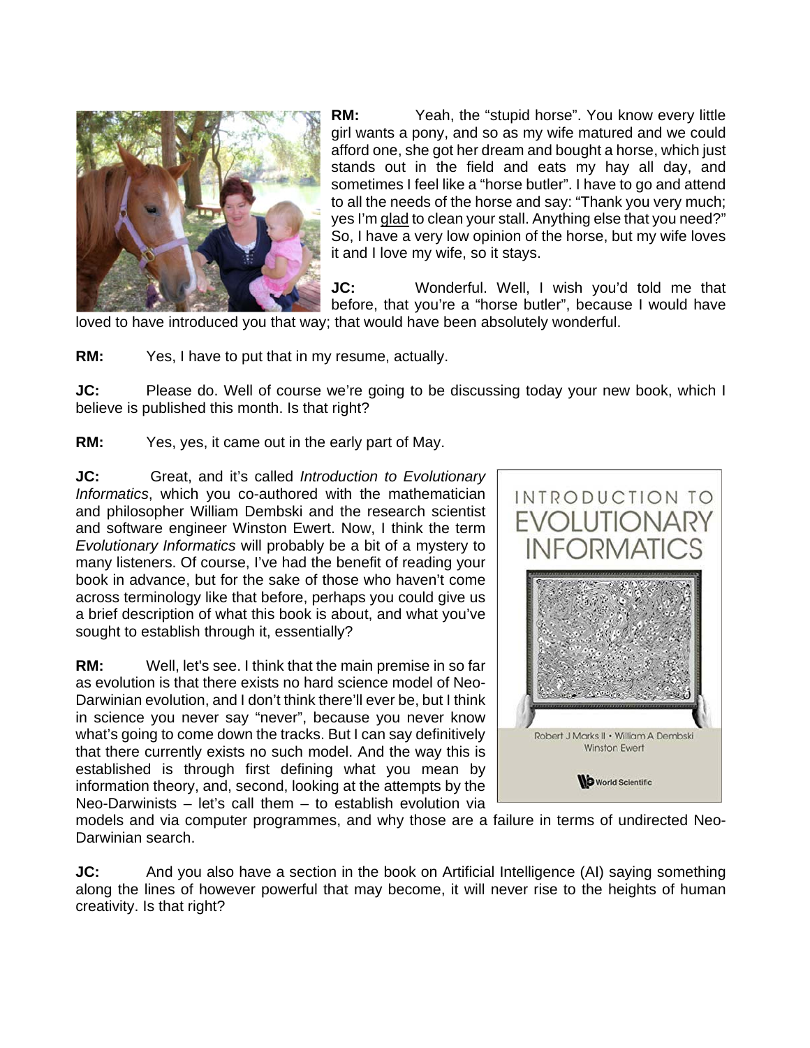**RM:** Yeah, the "stupid horse". You know every little girl wants a pony, and so as my wife matured and we could afford one, she got her dream and bought a horse, which just stands out in the field and eats my hay all day, and sometimes I feel like a "horse butler". I have to go and attend to all the needs of the horse and say: "Thank you very much; yes I'm glad to clean your stall. Anything else that you need?" So, I have a very low opinion of the horse, but my wife loves it and I love my wife, so it stays.

**JC:** Wonderful. Well, I wish you'd told me that before, that you're a "horse butler", because I would have loved to have introduced you that way; that would have been absolutely wonderful.

**RM:** Yes, I have to put that in my resume, actually.

**JC:** Please do. Well of course we're going to be discussing today your new book, which I believe is published this month. Is that right?

**RM:** Yes, yes, it came out in the early part of May.

**JC:** Great, and it's called *Introduction to Evolutionary Informatics*, which you co-authored with the mathematician and philosopher William Dembski and the research scientist and software engineer Winston Ewert. Now, I think the term *Evolutionary Informatics* will probably be a bit of a mystery to many listeners. Of course, I've had the benefit of reading your book in advance, but for the sake of those who haven't come across terminology like that before, perhaps you could give us a brief description of what this book is about, and what you've sought to establish through it, essentially?

**RM:** Well, let's see. I think that the main premise in so far as evolution is that there exists no hard science model of Neo-Darwinian evolution, and I don't think there'll ever be, but I think in science you never say "never", because you never know what's going to come down the tracks. But I can say definitively that there currently exists no such model. And the way this is established is through first defining what you mean by information theory, and, second, looking at the attempts by the Neo-Darwinists – let's call them – to establish evolution via models and via computer programmes, and why those are a failure in terms of undirected Neo-Darwinian search.

**JC:** And you also have a section in the book on Artificial Intelligence (AI) saying something along the lines of however powerful that may become, it will never rise to the heights of human creativity. Is that right?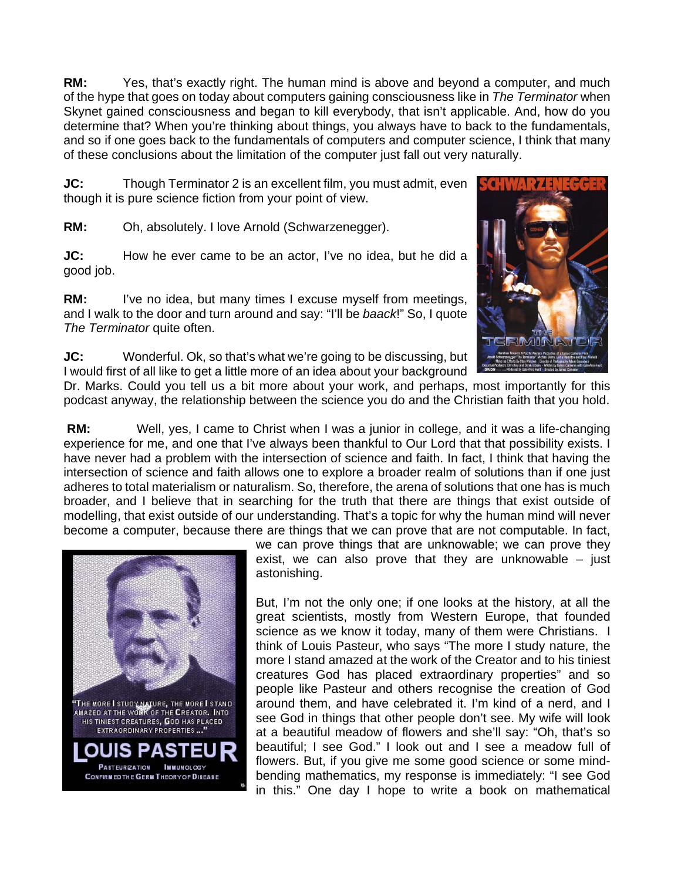**RM:** Yes, that's exactly right. The human mind is above and beyond a computer, and much of the hype that goes on today about computers gaining consciousness like in *The Terminator* when Skynet gained consciousness and began to kill everybody, that isn't applicable. And, how do you determine that? When you're thinking about things, you always have to back to the fundamentals, and so if one goes back to the fundamentals of computers and computer science, I think that many of these conclusions about the limitation of the computer just fall out very naturally.

**JC:** Though Terminator 2 is an excellent film, you must admit, even though it is pure science fiction from your point of view.

**RM:** Oh, absolutely. I love Arnold (Schwarzenegger).

**JC:** How he ever came to be an actor, I've no idea, but he did a good job.

**RM:** I've no idea, but many times I excuse myself from meetings, and I walk to the door and turn around and say: "I'll be *baack*!" So, I quote *The Terminator* quite often.

**JC:** Wonderful. Ok, so that's what we're going to be discussing, but I would first of all like to get a little more of an idea about your background Dr. Marks. Could you tell us a bit more about your work, and perhaps, most importantly for this podcast anyway, the relationship between the science you do and the Christian faith that you hold.

**RM:** Well, yes, I came to Christ when I was a junior in college, and it was a life-changing experience for me, and one that I've always been thankful to Our Lord that that possibility exists. I have never had a problem with the intersection of science and faith. In fact, I think that having the intersection of science and faith allows one to explore a broader realm of solutions than if one just adheres to total materialism or naturalism. So, therefore, the arena of solutions that one has is much broader, and I believe that in searching for the truth that there are things that exist outside of modelling, that exist outside of our understanding. That's a topic for why the human mind will never become a computer, because there are things that we can prove that are not computable. In fact, we can prove things that are unknowable; we can prove they exist, we can also prove that they are unknowable – just astonishing.

But, I'm not the only one; if one looks at the history, at all the great scientists, mostly from Western Europe, that founded science as we know it today, many of them were Christians. I think of Louis Pasteur, who says "The more I study nature, the more I stand amazed at the work of the Creator and to his tiniest creatures God has placed extraordinary properties" and so people like Pasteur and others recognise the creation of God around them, and have celebrated it. I'm kind of a nerd, and I see God in things that other people don't see. My wife will look at a beautiful meadow of flowers and she'll say: "Oh, that's so beautiful; I see God." I look out and I see a meadow full of flowers. But, if you give me some good science or some mind-bending mathematics, my response is immediately: "I see God in this." One day I hope to write a book on mathematical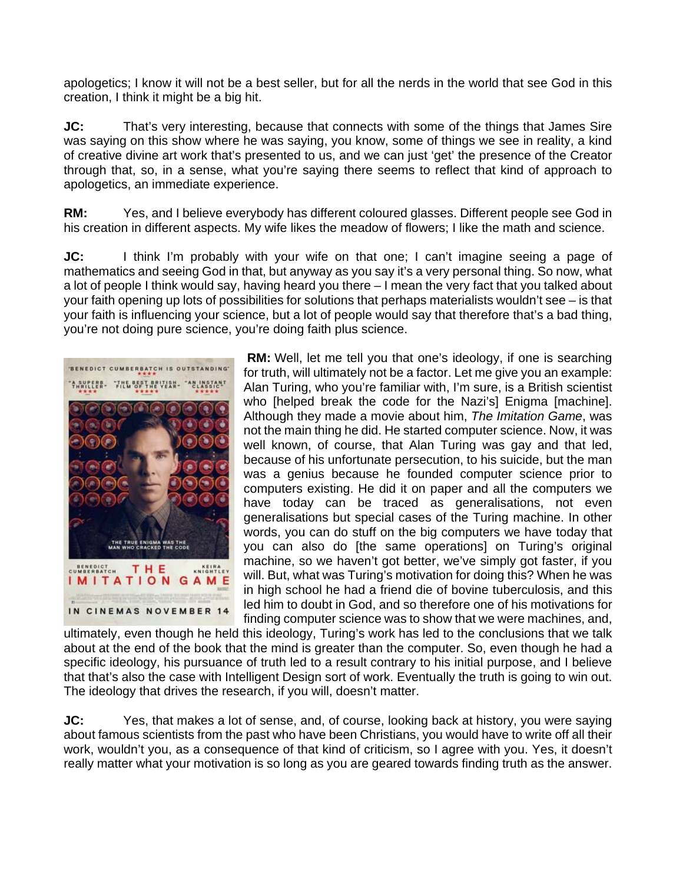apologetics; I know it will not be a best seller, but for all the nerds in the world that see God in this creation, I think it might be a big hit.

**JC:** That's very interesting, because that connects with some of the things that James Sire was saying on this show where he was saying, you know, some of things we see in reality, a kind of creative divine art work that's presented to us, and we can just 'get' the presence of the Creator through that, so, in a sense, what you're saying there seems to reflect that kind of approach to apologetics, an immediate experience.

**RM:** Yes, and I believe everybody has different coloured glasses. Different people see God in his creation in different aspects. My wife likes the meadow of flowers; I like the math and science.

**JC:** I think I'm probably with your wife on that one; I can't imagine seeing a page of mathematics and seeing God in that, but anyway as you say it's a very personal thing. So now, what a lot of people I think would say, having heard you there – I mean the very fact that you talked about your faith opening up lots of possibilities for solutions that perhaps materialists wouldn't see – is that your faith is influencing your science, but a lot of people would say that therefore that's a bad thing, you're not doing pure science, you're doing faith plus science.

**RM:** Well, let me tell you that one's ideology, if one is searching for truth, will ultimately not be a factor. Let me give you an example: Alan Turing, who you're familiar with, I'm sure, is a British scientist who [helped break the code for the Nazi's] Enigma [machine]. Although they made a movie about him, *The Imitation Game*, was not the main thing he did. He started computer science. Now, it was well known, of course, that Alan Turing was gay and that led, because of his unfortunate persecution, to his suicide, but the man was a genius because he founded computer science prior to computers existing. He did it on paper and all the computers we have today can be traced as generalisations, not even generalisations but special cases of the Turing machine. In other words, you can do stuff on the big computers we have today that you can also do [the same operations] on Turing's original machine, so we haven't got better, we've simply got faster, if you will. But, what was Turing's motivation for doing this? When he was in high school he had a friend die of bovine tuberculosis, and this led him to doubt in God, and so therefore one of his motivations for finding computer science was to show that we were machines, and, ultimately, even though he held this ideology, Turing's work has led to the conclusions that we talk about at the end of the book that the mind is greater than the computer. So, even though he had a specific ideology, his pursuance of truth led to a result contrary to his initial purpose, and I believe that that's also the case with Intelligent Design sort of work. Eventually the truth is going to win out. The ideology that drives the research, if you will, doesn't matter.

**JC:** Yes, that makes a lot of sense, and, of course, looking back at history, you were saying about famous scientists from the past who have been Christians, you would have to write off all their work, wouldn't you, as a consequence of that kind of criticism, so I agree with you. Yes, it doesn't really matter what your motivation is so long as you are geared towards finding truth as the answer.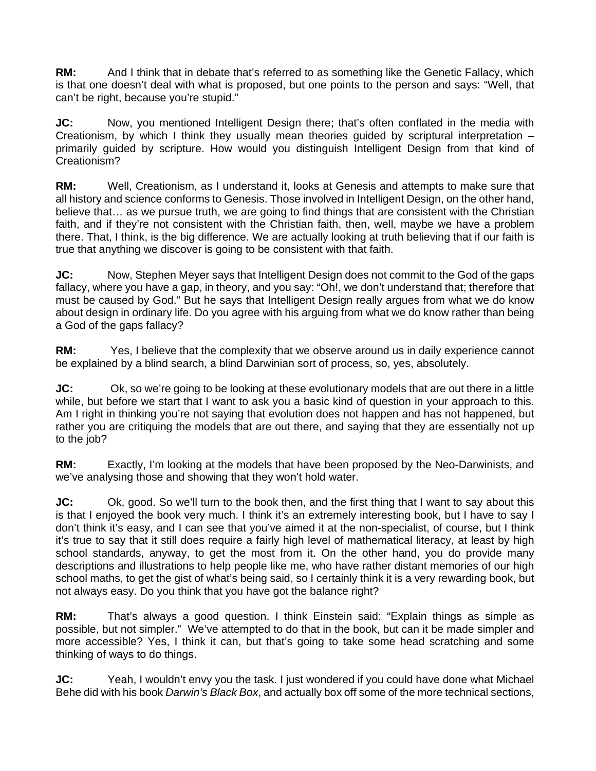**RM:** And I think that in debate that's referred to as something like the Genetic Fallacy, which is that one doesn't deal with what is proposed, but one points to the person and says: "Well, that can't be right, because you're stupid."

**JC:** Now, you mentioned Intelligent Design there; that's often conflated in the media with Creationism, by which I think they usually mean theories guided by scriptural interpretation – primarily guided by scripture. How would you distinguish Intelligent Design from that kind of Creationism?

**RM:** Well, Creationism, as I understand it, looks at Genesis and attempts to make sure that all history and science conforms to Genesis. Those involved in Intelligent Design, on the other hand, believe that… as we pursue truth, we are going to find things that are consistent with the Christian faith, and if they're not consistent with the Christian faith, then, well, maybe we have a problem there. That, I think, is the big difference. We are actually looking at truth believing that if our faith is true that anything we discover is going to be consistent with that faith.

**JC:** Now, Stephen Meyer says that Intelligent Design does not commit to the God of the gaps fallacy, where you have a gap, in theory, and you say: "Oh!, we don't understand that; therefore that must be caused by God." But he says that Intelligent Design really argues from what we do know about design in ordinary life. Do you agree with his arguing from what we do know rather than being a God of the gaps fallacy?

**RM:** Yes, I believe that the complexity that we observe around us in daily experience cannot be explained by a blind search, a blind Darwinian sort of process, so, yes, absolutely.

**JC:** Ok, so we're going to be looking at these evolutionary models that are out there in a little while, but before we start that I want to ask you a basic kind of question in your approach to this. Am I right in thinking you're not saying that evolution does not happen and has not happened, but rather you are critiquing the models that are out there, and saying that they are essentially not up to the job?

**RM:** Exactly, I'm looking at the models that have been proposed by the Neo-Darwinists, and we've analysing those and showing that they won't hold water.

**JC:** Ok, good. So we'll turn to the book then, and the first thing that I want to say about this is that I enjoyed the book very much. I think it's an extremely interesting book, but I have to say I don't think it's easy, and I can see that you've aimed it at the non-specialist, of course, but I think it's true to say that it still does require a fairly high level of mathematical literacy, at least by high school standards, anyway, to get the most from it. On the other hand, you do provide many descriptions and illustrations to help people like me, who have rather distant memories of our high school maths, to get the gist of what's being said, so I certainly think it is a very rewarding book, but not always easy. Do you think that you have got the balance right?

**RM:** That's always a good question. I think Einstein said: "Explain things as simple as possible, but not simpler." We've attempted to do that in the book, but can it be made simpler and more accessible? Yes, I think it can, but that's going to take some head scratching and some thinking of ways to do things.

**JC:** Yeah, I wouldn't envy you the task. I just wondered if you could have done what Michael Behe did with his book *Darwin's Black Box*, and actually box off some of the more technical sections,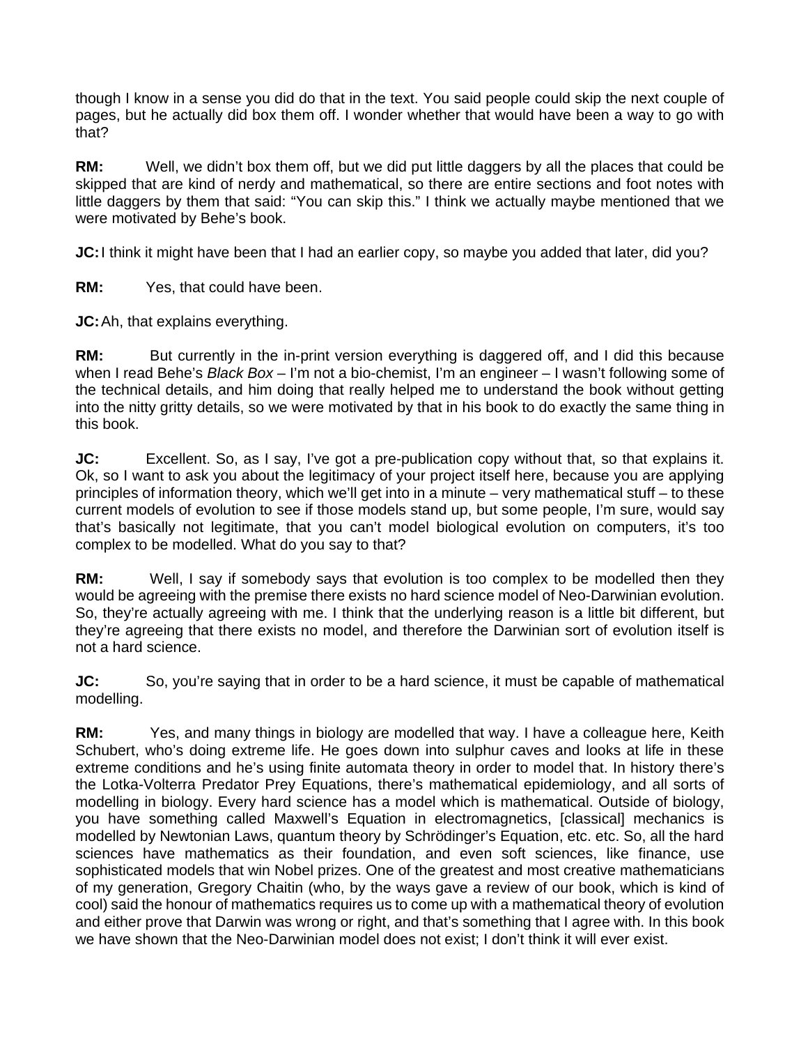though I know in a sense you did do that in the text. You said people could skip the next couple of pages, but he actually did box them off. I wonder whether that would have been a way to go with that?

**RM:** Well, we didn't box them off, but we did put little daggers by all the places that could be skipped that are kind of nerdy and mathematical, so there are entire sections and foot notes with little daggers by them that said: "You can skip this." I think we actually maybe mentioned that we were motivated by Behe's book.

**JC:** I think it might have been that I had an earlier copy, so maybe you added that later, did you?

**RM:** Yes, that could have been.

**JC:** Ah, that explains everything.

**RM:** But currently in the in-print version everything is daggered off, and I did this because when I read Behe's *Black Box* – I'm not a bio-chemist, I'm an engineer – I wasn't following some of the technical details, and him doing that really helped me to understand the book without getting into the nitty gritty details, so we were motivated by that in his book to do exactly the same thing in this book.

**JC:** Excellent. So, as I say, I've got a pre-publication copy without that, so that explains it. Ok, so I want to ask you about the legitimacy of your project itself here, because you are applying principles of information theory, which we'll get into in a minute – very mathematical stuff – to these current models of evolution to see if those models stand up, but some people, I'm sure, would say that's basically not legitimate, that you can't model biological evolution on computers, it's too complex to be modelled. What do you say to that?

**RM:** Well, I say if somebody says that evolution is too complex to be modelled then they would be agreeing with the premise there exists no hard science model of Neo-Darwinian evolution. So, they're actually agreeing with me. I think that the underlying reason is a little bit different, but they're agreeing that there exists no model, and therefore the Darwinian sort of evolution itself is not a hard science.

**JC:** So, you're saying that in order to be a hard science, it must be capable of mathematical modelling.

**RM:** Yes, and many things in biology are modelled that way. I have a colleague here, Keith Schubert, who's doing extreme life. He goes down into sulphur caves and looks at life in these extreme conditions and he's using finite automata theory in order to model that. In history there's the Lotka-Volterra Predator Prey Equations, there's mathematical epidemiology, and all sorts of modelling in biology. Every hard science has a model which is mathematical. Outside of biology, you have something called Maxwell's Equation in electromagnetics, [classical] mechanics is modelled by Newtonian Laws, quantum theory by Schrödinger's Equation, etc. etc. So, all the hard sciences have mathematics as their foundation, and even soft sciences, like finance, use sophisticated models that win Nobel prizes. One of the greatest and most creative mathematicians of my generation, Gregory Chaitin (who, by the ways gave a review of our book, which is kind of cool) said the honour of mathematics requires us to come up with a mathematical theory of evolution and either prove that Darwin was wrong or right, and that's something that I agree with. In this book we have shown that the Neo-Darwinian model does not exist; I don't think it will ever exist.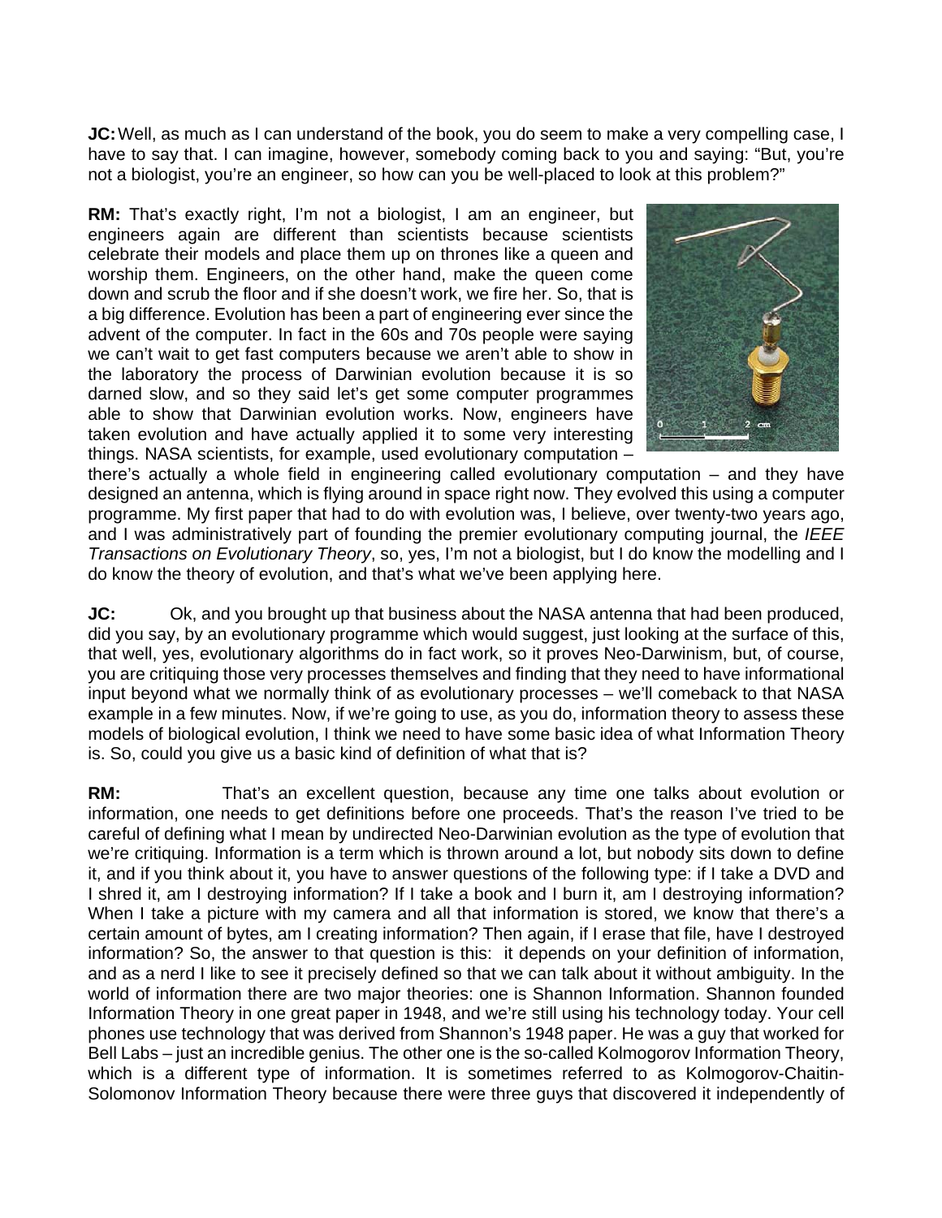**JC:** Well, as much as I can understand of the book, you do seem to make a very compelling case, I have to say that. I can imagine, however, somebody coming back to you and saying: "But, you're not a biologist, you're an engineer, so how can you be well-placed to look at this problem?"

**RM:** That's exactly right, I'm not a biologist, I am an engineer, but engineers again are different than scientists because scientists celebrate their models and place them up on thrones like a queen and worship them. Engineers, on the other hand, make the queen come down and scrub the floor and if she doesn't work, we fire her. So, that is a big difference. Evolution has been a part of engineering ever since the advent of the computer. In fact in the 60s and 70s people were saying we can't wait to get fast computers because we aren't able to show in the laboratory the process of Darwinian evolution because it is so darned slow, and so they said let's get some computer programmes able to show that Darwinian evolution works. Now, engineers have taken evolution and have actually applied it to some very interesting things. NASA scientists, for example, used evolutionary computation – there's actually a whole field in engineering called evolutionary computation – and they have designed an antenna, which is flying around in space right now. They evolved this using a computer programme. My first paper that had to do with evolution was, I believe, over twenty-two years ago, and I was administratively part of founding the premier evolutionary computing journal, the *IEEE Transactions on Evolutionary Theory*, so, yes, I'm not a biologist, but I do know the modelling and I do know the theory of evolution, and that's what we've been applying here.

**JC:** Ok, and you brought up that business about the NASA antenna that had been produced, did you say, by an evolutionary programme which would suggest, just looking at the surface of this, that well, yes, evolutionary algorithms do in fact work, so it proves Neo-Darwinism, but, of course, you are critiquing those very processes themselves and finding that they need to have informational input beyond what we normally think of as evolutionary processes – we'll comeback to that NASA example in a few minutes. Now, if we're going to use, as you do, information theory to assess these models of biological evolution, I think we need to have some basic idea of what Information Theory is. So, could you give us a basic kind of definition of what that is?

**RM:** That's an excellent question, because any time one talks about evolution or information, one needs to get definitions before one proceeds. That's the reason I've tried to be careful of defining what I mean by undirected Neo-Darwinian evolution as the type of evolution that we're critiquing. Information is a term which is thrown around a lot, but nobody sits down to define it, and if you think about it, you have to answer questions of the following type: if I take a DVD and I shred it, am I destroying information? If I take a book and I burn it, am I destroying information? When I take a picture with my camera and all that information is stored, we know that there's a certain amount of bytes, am I creating information? Then again, if I erase that file, have I destroyed information? So, the answer to that question is this: it depends on your definition of information, and as a nerd I like to see it precisely defined so that we can talk about it without ambiguity. In the world of information there are two major theories: one is Shannon Information. Shannon founded Information Theory in one great paper in 1948, and we're still using his technology today. Your cell phones use technology that was derived from Shannon's 1948 paper. He was a guy that worked for Bell Labs – just an incredible genius. The other one is the so-called Kolmogorov Information Theory, which is a different type of information. It is sometimes referred to as Kolmogorov-Chaitin-Solomonov Information Theory because there were three guys that discovered it independently of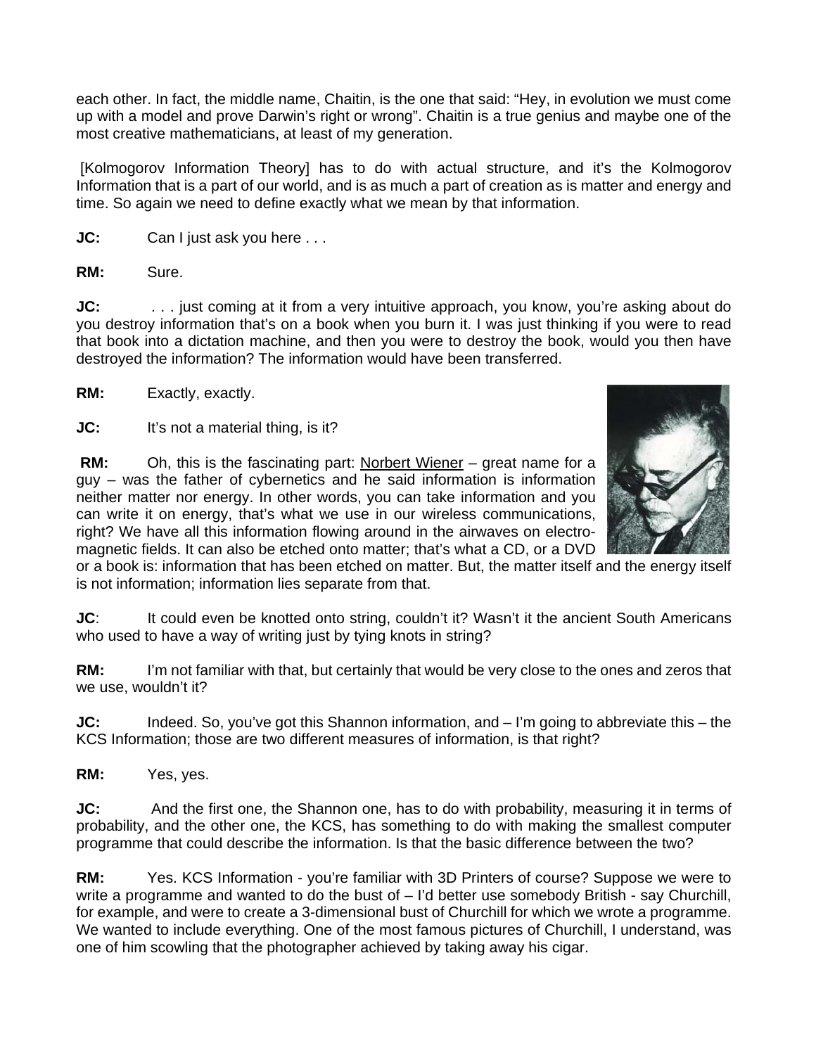each other. In fact, the middle name, Chaitin, is the one that said: "Hey, in evolution we must come up with a model and prove Darwin's right or wrong". Chaitin is a true genius and maybe one of the most creative mathematicians, at least of my generation.

[Kolmogorov Information Theory] has to do with actual structure, and it's the Kolmogorov Information that is a part of our world, and is as much a part of creation as is matter and energy and time. So again we need to define exactly what we mean by that information.

**JC:** Can I just ask you here . . .

**RM:** Sure.

**JC:** . . . just coming at it from a very intuitive approach, you know, you're asking about do you destroy information that's on a book when you burn it. I was just thinking if you were to read that book into a dictation machine, and then you were to destroy the book, would you then have destroyed the information? The information would have been transferred.

**RM:** Exactly, exactly.

**JC:** It's not a material thing, is it?

**RM:** Oh, this is the fascinating part: Norbert Wiener – great name for a guy – was the father of cybernetics and he said information is information neither matter nor energy. In other words, you can take information and you can write it on energy, that's what we use in our wireless communications, right? We have all this information flowing around in the airwaves on electro-magnetic fields. It can also be etched onto matter; that's what a CD, or a DVD or a book is: information that has been etched on matter. But, the matter itself and the energy itself is not information; information lies separate from that.

**JC**: It could even be knotted onto string, couldn't it? Wasn't it the ancient South Americans who used to have a way of writing just by tying knots in string?

**RM:** I'm not familiar with that, but certainly that would be very close to the ones and zeros that we use, wouldn't it?

**JC:** Indeed. So, you've got this Shannon information, and – I'm going to abbreviate this – the KCS Information; those are two different measures of information, is that right?

**RM:** Yes, yes.

**JC:** And the first one, the Shannon one, has to do with probability, measuring it in terms of probability, and the other one, the KCS, has something to do with making the smallest computer programme that could describe the information. Is that the basic difference between the two?

**RM:** Yes. KCS Information - you're familiar with 3D Printers of course? Suppose we were to write a programme and wanted to do the bust of – I'd better use somebody British - say Churchill, for example, and were to create a 3-dimensional bust of Churchill for which we wrote a programme. We wanted to include everything. One of the most famous pictures of Churchill, I understand, was one of him scowling that the photographer achieved by taking away his cigar.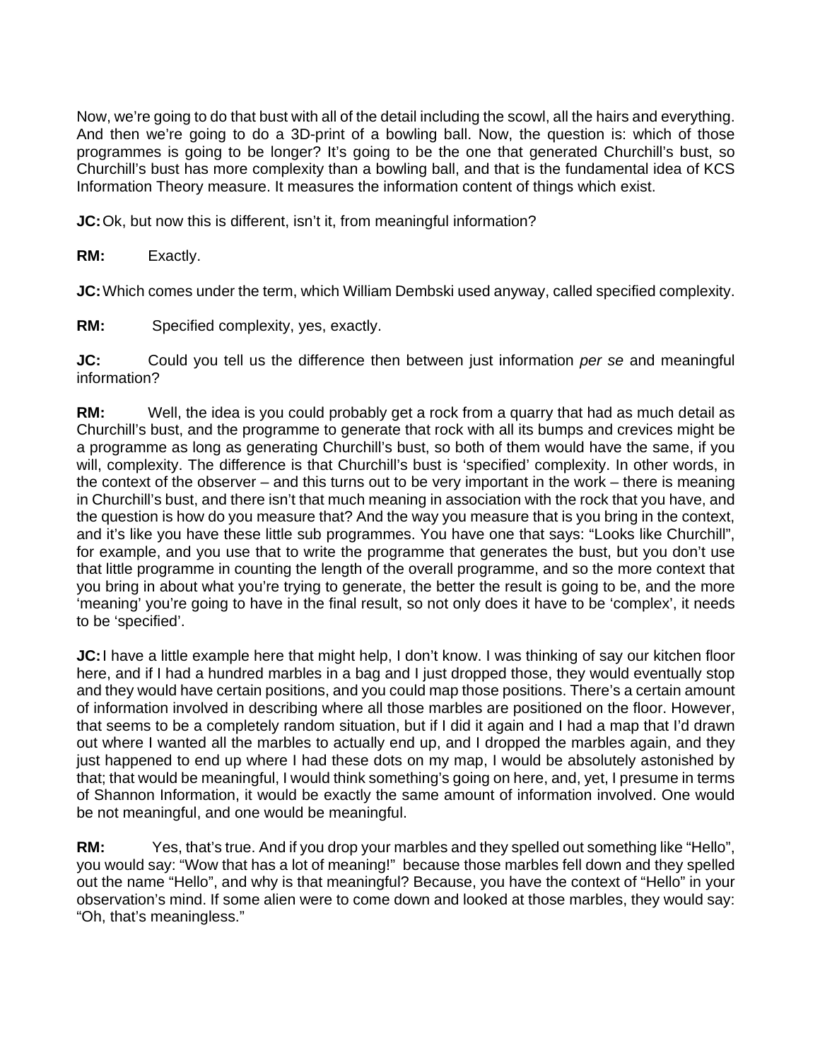Now, we're going to do that bust with all of the detail including the scowl, all the hairs and everything. And then we're going to do a 3D-print of a bowling ball. Now, the question is: which of those programmes is going to be longer? It's going to be the one that generated Churchill's bust, so Churchill's bust has more complexity than a bowling ball, and that is the fundamental idea of KCS Information Theory measure. It measures the information content of things which exist.

**JC:** Ok, but now this is different, isn't it, from meaningful information?

**RM:** Exactly.

**JC:** Which comes under the term, which William Dembski used anyway, called specified complexity.

**RM:** Specified complexity, yes, exactly.

**JC:** Could you tell us the difference then between just information *per se* and meaningful information?

**RM:** Well, the idea is you could probably get a rock from a quarry that had as much detail as Churchill's bust, and the programme to generate that rock with all its bumps and crevices might be a programme as long as generating Churchill's bust, so both of them would have the same, if you will, complexity. The difference is that Churchill's bust is 'specified' complexity. In other words, in the context of the observer – and this turns out to be very important in the work – there is meaning in Churchill's bust, and there isn't that much meaning in association with the rock that you have, and the question is how do you measure that? And the way you measure that is you bring in the context, and it's like you have these little sub programmes. You have one that says: "Looks like Churchill", for example, and you use that to write the programme that generates the bust, but you don't use that little programme in counting the length of the overall programme, and so the more context that you bring in about what you're trying to generate, the better the result is going to be, and the more 'meaning' you're going to have in the final result, so not only does it have to be 'complex', it needs to be 'specified'.

**JC:** I have a little example here that might help, I don't know. I was thinking of say our kitchen floor here, and if I had a hundred marbles in a bag and I just dropped those, they would eventually stop and they would have certain positions, and you could map those positions. There's a certain amount of information involved in describing where all those marbles are positioned on the floor. However, that seems to be a completely random situation, but if I did it again and I had a map that I'd drawn out where I wanted all the marbles to actually end up, and I dropped the marbles again, and they just happened to end up where I had these dots on my map, I would be absolutely astonished by that; that would be meaningful, I would think something's going on here, and, yet, I presume in terms of Shannon Information, it would be exactly the same amount of information involved. One would be not meaningful, and one would be meaningful.

**RM:** Yes, that's true. And if you drop your marbles and they spelled out something like "Hello", you would say: "Wow that has a lot of meaning!" because those marbles fell down and they spelled out the name "Hello", and why is that meaningful? Because, you have the context of "Hello" in your observation's mind. If some alien were to come down and looked at those marbles, they would say: "Oh, that's meaningless."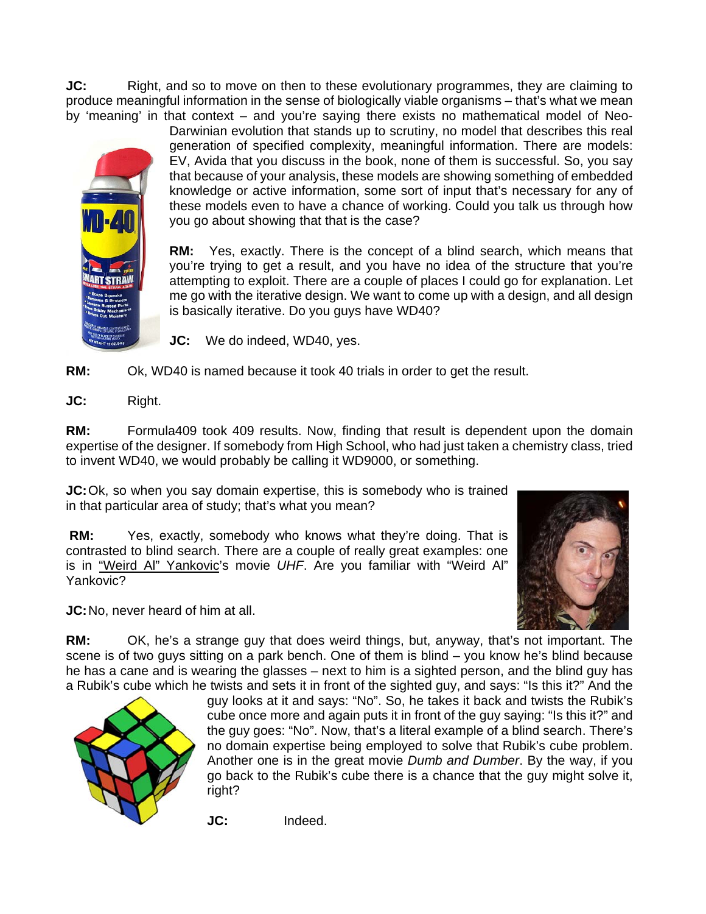**JC:** Right, and so to move on then to these evolutionary programmes, they are claiming to produce meaningful information in the sense of biologically viable organisms – that's what we mean by 'meaning' in that context – and you're saying there exists no mathematical model of Neo-Darwinian evolution that stands up to scrutiny, no model that describes this real generation of specified complexity, meaningful information. There are models: EV, Avida that you discuss in the book, none of them is successful. So, you say that because of your analysis, these models are showing something of embedded knowledge or active information, some sort of input that's necessary for any of these models even to have a chance of working. Could you talk us through how you go about showing that that is the case?

**RM:** Yes, exactly. There is the concept of a blind search, which means that you're trying to get a result, and you have no idea of the structure that you're attempting to exploit. There are a couple of places I could go for explanation. Let me go with the iterative design. We want to come up with a design, and all design is basically iterative. Do you guys have WD40?

**JC:** We do indeed, WD40, yes.

**RM:** Ok, WD40 is named because it took 40 trials in order to get the result.

**JC:** Right.

**RM:** Formula409 took 409 results. Now, finding that result is dependent upon the domain expertise of the designer. If somebody from High School, who had just taken a chemistry class, tried to invent WD40, we would probably be calling it WD9000, or something.

**JC:** Ok, so when you say domain expertise, this is somebody who is trained in that particular area of study; that's what you mean?

**RM:** Yes, exactly, somebody who knows what they're doing. That is contrasted to blind search. There are a couple of really great examples: one is in "Weird Al" Yankovic's movie *UHF*. Are you familiar with "Weird Al" Yankovic?

**JC:** No, never heard of him at all.

**RM:** OK, he's a strange guy that does weird things, but, anyway, that's not important. The scene is of two guys sitting on a park bench. One of them is blind – you know he's blind because he has a cane and is wearing the glasses – next to him is a sighted person, and the blind guy has a Rubik's cube which he twists and sets it in front of the sighted guy, and says: "Is this it?" And the guy looks at it and says: "No". So, he takes it back and twists the Rubik's cube once more and again puts it in front of the guy saying: "Is this it?" and the guy goes: "No". Now, that's a literal example of a blind search. There's no domain expertise being employed to solve that Rubik's cube problem. Another one is in the great movie *Dumb and Dumber*. By the way, if you go back to the Rubik's cube there is a chance that the guy might solve it, right?

**JC:** Indeed.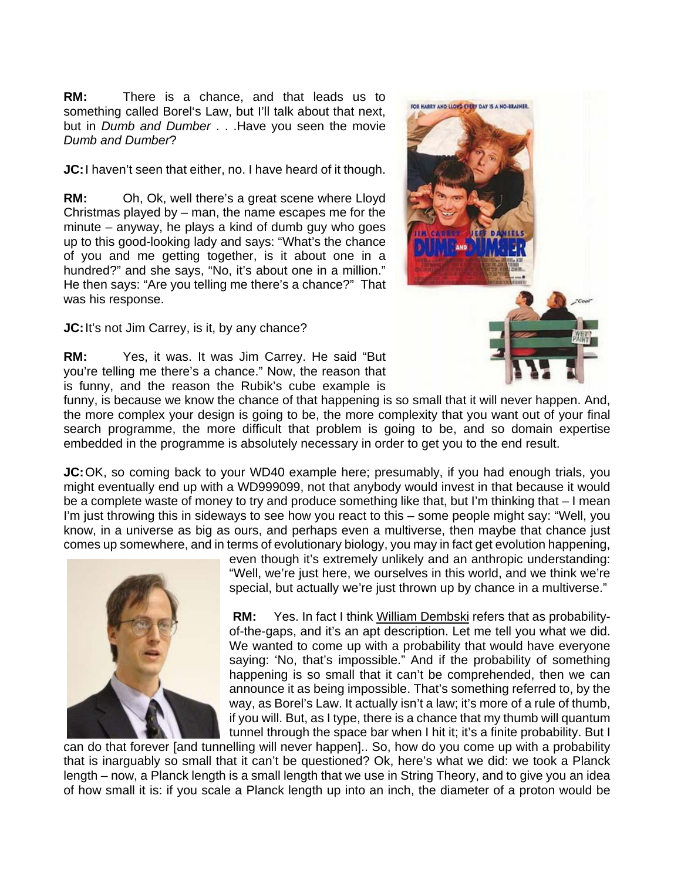**RM:** There is a chance, and that leads us to something called Borel's Law, but I'll talk about that next, but in *Dumb and Dumber* . . .Have you seen the movie *Dumb and Dumber*?

**JC:** I haven't seen that either, no. I have heard of it though.

**RM:** Oh, Ok, well there's a great scene where Lloyd Christmas played by – man, the name escapes me for the minute – anyway, he plays a kind of dumb guy who goes up to this good-looking lady and says: "What's the chance of you and me getting together, is it about one in a hundred?" and she says, "No, it's about one in a million." He then says: "Are you telling me there's a chance?" That was his response.

**JC:** It's not Jim Carrey, is it, by any chance?

**RM:** Yes, it was. It was Jim Carrey. He said "But you're telling me there's a chance." Now, the reason that is funny, and the reason the Rubik's cube example is funny, is because we know the chance of that happening is so small that it will never happen. And, the more complex your design is going to be, the more complexity that you want out of your final search programme, the more difficult that problem is going to be, and so domain expertise embedded in the programme is absolutely necessary in order to get you to the end result.

**JC:** OK, so coming back to your WD40 example here; presumably, if you had enough trials, you might eventually end up with a WD999099, not that anybody would invest in that because it would be a complete waste of money to try and produce something like that, but I'm thinking that – I mean I'm just throwing this in sideways to see how you react to this – some people might say: "Well, you know, in a universe as big as ours, and perhaps even a multiverse, then maybe that chance just comes up somewhere, and in terms of evolutionary biology, you may in fact get evolution happening, even though it's extremely unlikely and an anthropic understanding: "Well, we're just here, we ourselves in this world, and we think we're special, but actually we're just thrown up by chance in a multiverse."

**RM:** Yes. In fact I think William Dembski refers that as probability-of-the-gaps, and it's an apt description. Let me tell you what we did. We wanted to come up with a probability that would have everyone saying: 'No, that's impossible." And if the probability of something happening is so small that it can't be comprehended, then we can announce it as being impossible. That's something referred to, by the way, as Borel's Law. It actually isn't a law; it's more of a rule of thumb, if you will. But, as I type, there is a chance that my thumb will quantum tunnel through the space bar when I hit it; it's a finite probability. But I can do that forever [and tunnelling will never happen].. So, how do you come up with a probability that is inarguably so small that it can't be questioned? Ok, here's what we did: we took a Planck length – now, a Planck length is a small length that we use in String Theory, and to give you an idea of how small it is: if you scale a Planck length up into an inch, the diameter of a proton would be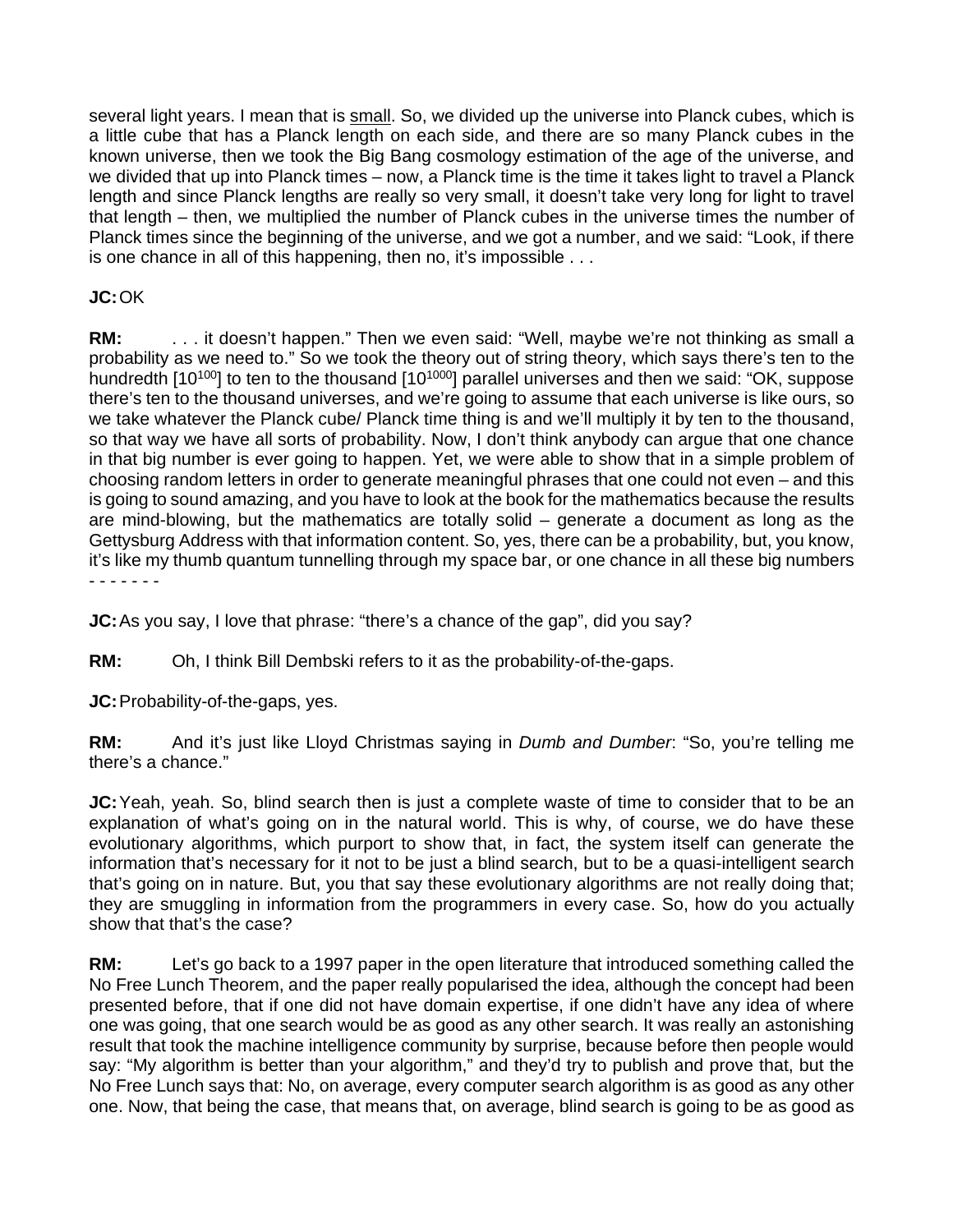several light years. I mean that is <u>small</u>. So, we divided up the universe into Planck cubes, which is a little cube that has a Planck length on each side, and there are so many Planck cubes in the known universe, then we took the Big Bang cosmology estimation of the age of the universe, and we divided that up into Planck times – now, a Planck time is the time it takes light to travel a Planck length and since Planck lengths are really so very small, it doesn't take very long for light to travel that length – then, we multiplied the number of Planck cubes in the universe times the number of Planck times since the beginning of the universe, and we got a number, and we said: "Look, if there is one chance in all of this happening, then no, it's impossible . . .

**JC:** OK

**RM:** . . . it doesn't happen." Then we even said: "Well, maybe we're not thinking as small a probability as we need to." So we took the theory out of string theory, which says there's ten to the hundredth [$10^{100}$] to ten to the thousand [$10^{1000}$] parallel universes and then we said: "OK, suppose there's ten to the thousand universes, and we're going to assume that each universe is like ours, so we take whatever the Planck cube/ Planck time thing is and we'll multiply it by ten to the thousand, so that way we have all sorts of probability. Now, I don't think anybody can argue that one chance in that big number is ever going to happen. Yet, we were able to show that in a simple problem of choosing random letters in order to generate meaningful phrases that one could not even – and this is going to sound amazing, and you have to look at the book for the mathematics because the results are mind-blowing, but the mathematics are totally solid – generate a document as long as the Gettysburg Address with that information content. So, yes, there can be a probability, but, you know, it's like my thumb quantum tunnelling through my space bar, or one chance in all these big numbers - - - - - - -

**JC:** As you say, I love that phrase: "there's a chance of the gap", did you say?

**RM:** Oh, I think Bill Dembski refers to it as the probability-of-the-gaps.

**JC:** Probability-of-the-gaps, yes.

**RM:** And it's just like Lloyd Christmas saying in *Dumb and Dumber*: "So, you're telling me there's a chance."

**JC:** Yeah, yeah. So, blind search then is just a complete waste of time to consider that to be an explanation of what's going on in the natural world. This is why, of course, we do have these evolutionary algorithms, which purport to show that, in fact, the system itself can generate the information that's necessary for it not to be just a blind search, but to be a quasi-intelligent search that's going on in nature. But, you that say these evolutionary algorithms are not really doing that; they are smuggling in information from the programmers in every case. So, how do you actually show that that's the case?

**RM:** Let's go back to a 1997 paper in the open literature that introduced something called the No Free Lunch Theorem, and the paper really popularised the idea, although the concept had been presented before, that if one did not have domain expertise, if one didn't have any idea of where one was going, that one search would be as good as any other search. It was really an astonishing result that took the machine intelligence community by surprise, because before then people would say: "My algorithm is better than your algorithm," and they'd try to publish and prove that, but the No Free Lunch says that: No, on average, every computer search algorithm is as good as any other one. Now, that being the case, that means that, on average, blind search is going to be as good as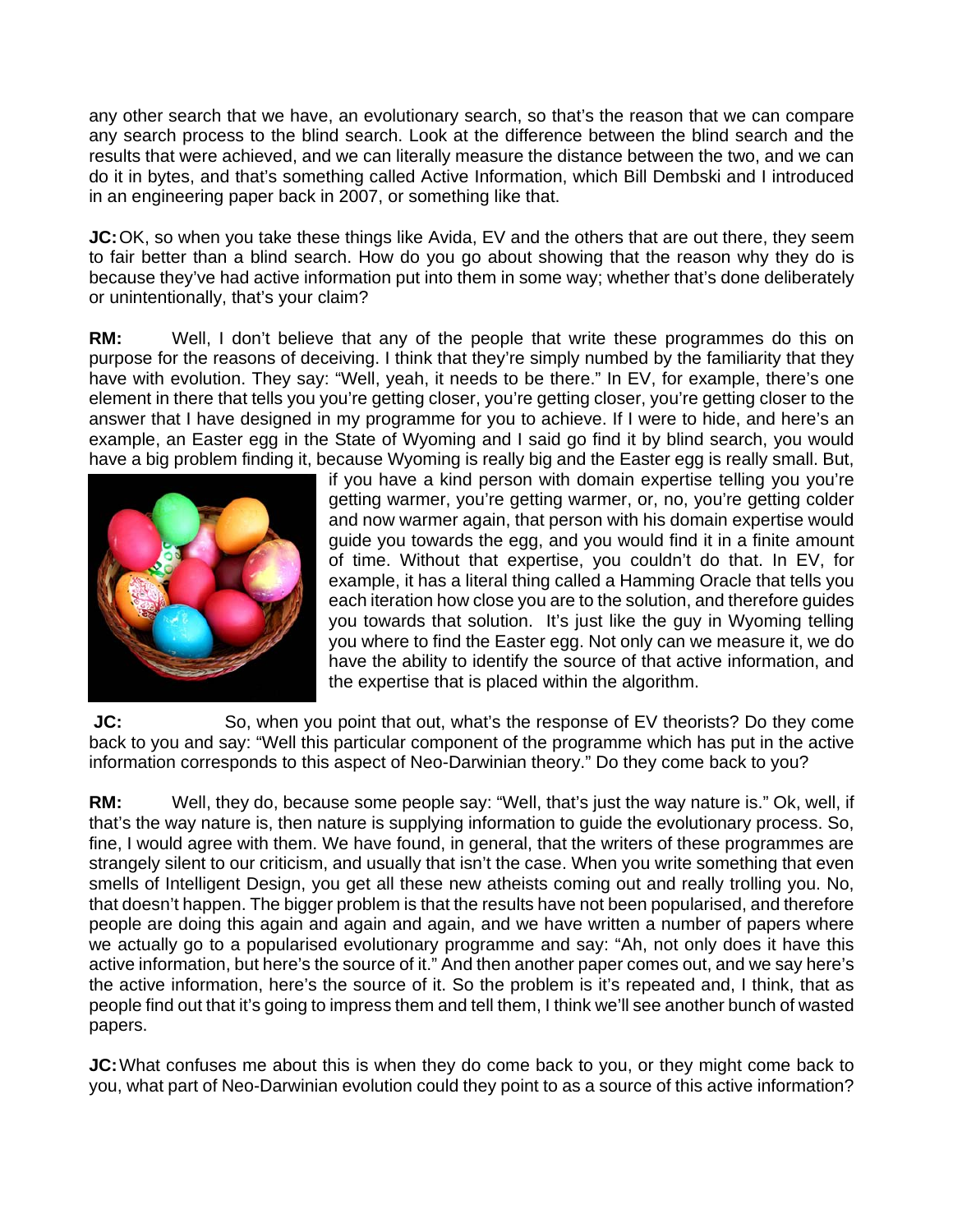any other search that we have, an evolutionary search, so that's the reason that we can compare any search process to the blind search. Look at the difference between the blind search and the results that were achieved, and we can literally measure the distance between the two, and we can do it in bytes, and that's something called Active Information, which Bill Dembski and I introduced in an engineering paper back in 2007, or something like that.

**JC:** OK, so when you take these things like Avida, EV and the others that are out there, they seem to fair better than a blind search. How do you go about showing that the reason why they do is because they've had active information put into them in some way; whether that's done deliberately or unintentionally, that's your claim?

**RM:** Well, I don't believe that any of the people that write these programmes do this on purpose for the reasons of deceiving. I think that they're simply numbed by the familiarity that they have with evolution. They say: "Well, yeah, it needs to be there." In EV, for example, there's one element in there that tells you you're getting closer, you're getting closer, you're getting closer to the answer that I have designed in my programme for you to achieve. If I were to hide, and here's an example, an Easter egg in the State of Wyoming and I said go find it by blind search, you would have a big problem finding it, because Wyoming is really big and the Easter egg is really small. But, if you have a kind person with domain expertise telling you you're getting warmer, you're getting warmer, or, no, you're getting colder and now warmer again, that person with his domain expertise would guide you towards the egg, and you would find it in a finite amount of time. Without that expertise, you couldn't do that. In EV, for example, it has a literal thing called a Hamming Oracle that tells you each iteration how close you are to the solution, and therefore guides you towards that solution. It's just like the guy in Wyoming telling you where to find the Easter egg. Not only can we measure it, we do have the ability to identify the source of that active information, and the expertise that is placed within the algorithm.

**JC:** So, when you point that out, what's the response of EV theorists? Do they come back to you and say: "Well this particular component of the programme which has put in the active information corresponds to this aspect of Neo-Darwinian theory." Do they come back to you?

**RM:** Well, they do, because some people say: "Well, that's just the way nature is." Ok, well, if that's the way nature is, then nature is supplying information to guide the evolutionary process. So, fine, I would agree with them. We have found, in general, that the writers of these programmes are strangely silent to our criticism, and usually that isn't the case. When you write something that even smells of Intelligent Design, you get all these new atheists coming out and really trolling you. No, that doesn't happen. The bigger problem is that the results have not been popularised, and therefore people are doing this again and again and again, and we have written a number of papers where we actually go to a popularised evolutionary programme and say: "Ah, not only does it have this active information, but here's the source of it." And then another paper comes out, and we say here's the active information, here's the source of it. So the problem is it's repeated and, I think, that as people find out that it's going to impress them and tell them, I think we'll see another bunch of wasted papers.

**JC:** What confuses me about this is when they do come back to you, or they might come back to you, what part of Neo-Darwinian evolution could they point to as a source of this active information?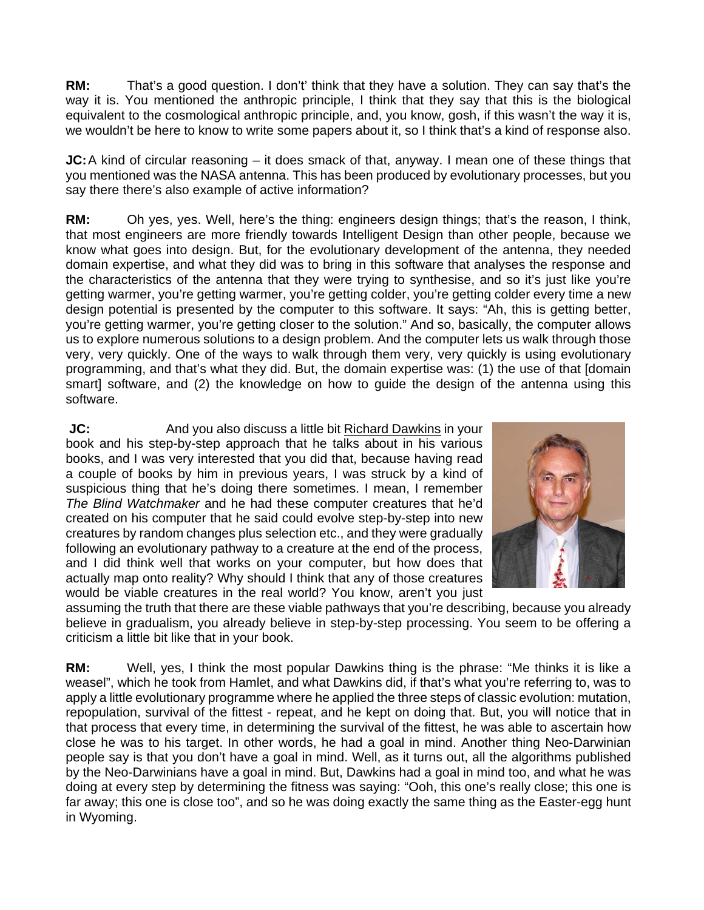**RM:** That's a good question. I don't' think that they have a solution. They can say that's the way it is. You mentioned the anthropic principle, I think that they say that this is the biological equivalent to the cosmological anthropic principle, and, you know, gosh, if this wasn't the way it is, we wouldn't be here to know to write some papers about it, so I think that's a kind of response also.

**JC:** A kind of circular reasoning – it does smack of that, anyway. I mean one of these things that you mentioned was the NASA antenna. This has been produced by evolutionary processes, but you say there there's also example of active information?

**RM:** Oh yes, yes. Well, here's the thing: engineers design things; that's the reason, I think, that most engineers are more friendly towards Intelligent Design than other people, because we know what goes into design. But, for the evolutionary development of the antenna, they needed domain expertise, and what they did was to bring in this software that analyses the response and the characteristics of the antenna that they were trying to synthesise, and so it's just like you're getting warmer, you're getting warmer, you're getting colder, you're getting colder every time a new design potential is presented by the computer to this software. It says: "Ah, this is getting better, you're getting warmer, you're getting closer to the solution." And so, basically, the computer allows us to explore numerous solutions to a design problem. And the computer lets us walk through those very, very quickly. One of the ways to walk through them very, very quickly is using evolutionary programming, and that's what they did. But, the domain expertise was: (1) the use of that [domain smart] software, and (2) the knowledge on how to guide the design of the antenna using this software.

**JC:** And you also discuss a little bit Richard Dawkins in your book and his step-by-step approach that he talks about in his various books, and I was very interested that you did that, because having read a couple of books by him in previous years, I was struck by a kind of suspicious thing that he's doing there sometimes. I mean, I remember *The Blind Watchmaker* and he had these computer creatures that he'd created on his computer that he said could evolve step-by-step into new creatures by random changes plus selection etc., and they were gradually following an evolutionary pathway to a creature at the end of the process, and I did think well that works on your computer, but how does that actually map onto reality? Why should I think that any of those creatures would be viable creatures in the real world? You know, aren't you just assuming the truth that there are these viable pathways that you're describing, because you already believe in gradualism, you already believe in step-by-step processing. You seem to be offering a criticism a little bit like that in your book.

**RM:** Well, yes, I think the most popular Dawkins thing is the phrase: "Me thinks it is like a weasel", which he took from Hamlet, and what Dawkins did, if that's what you're referring to, was to apply a little evolutionary programme where he applied the three steps of classic evolution: mutation, repopulation, survival of the fittest - repeat, and he kept on doing that. But, you will notice that in that process that every time, in determining the survival of the fittest, he was able to ascertain how close he was to his target. In other words, he had a goal in mind. Another thing Neo-Darwinian people say is that you don't have a goal in mind. Well, as it turns out, all the algorithms published by the Neo-Darwinians have a goal in mind. But, Dawkins had a goal in mind too, and what he was doing at every step by determining the fitness was saying: "Ooh, this one's really close; this one is far away; this one is close too", and so he was doing exactly the same thing as the Easter-egg hunt in Wyoming.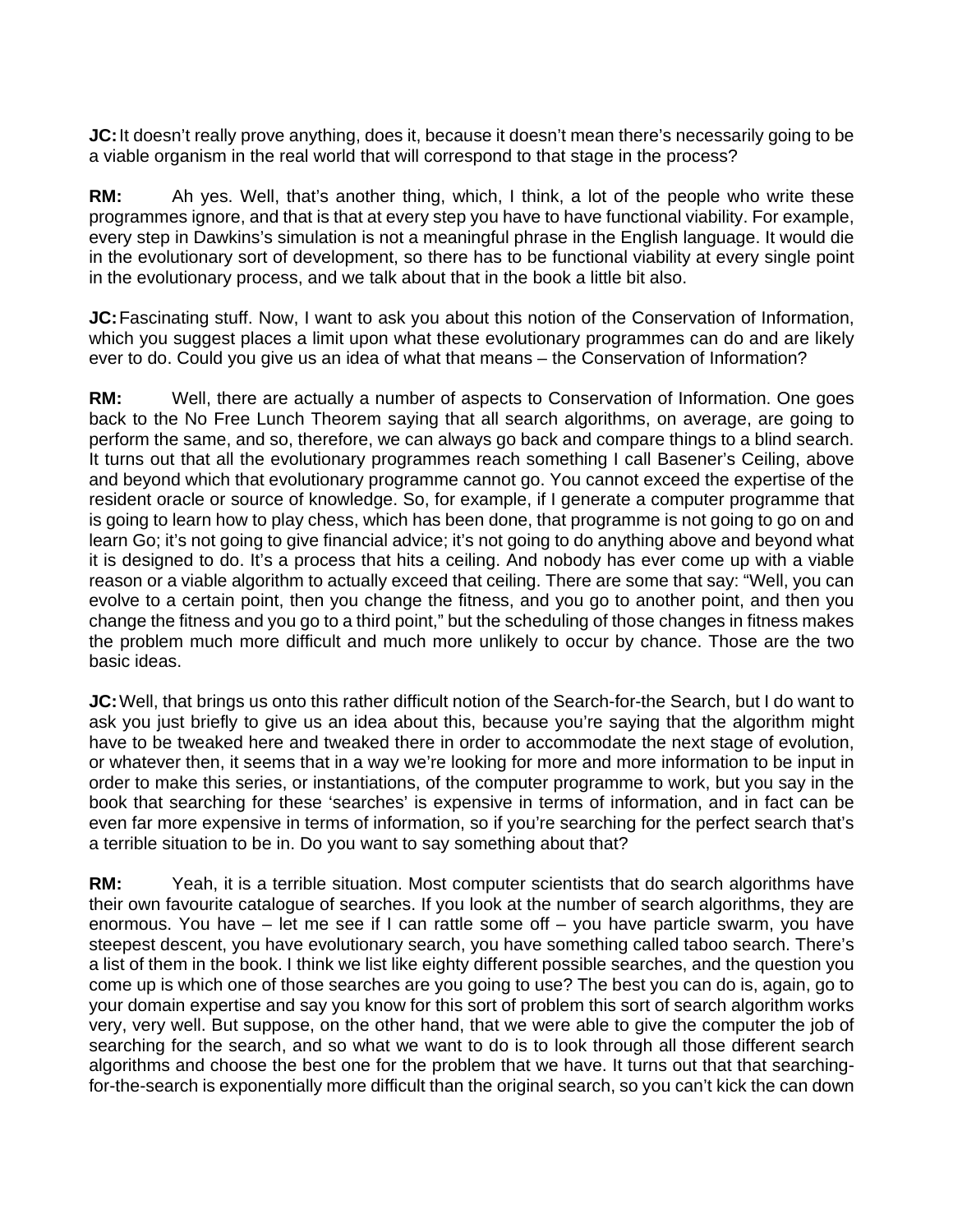**JC:** It doesn't really prove anything, does it, because it doesn't mean there's necessarily going to be a viable organism in the real world that will correspond to that stage in the process?

**RM:** Ah yes. Well, that's another thing, which, I think, a lot of the people who write these programmes ignore, and that is that at every step you have to have functional viability. For example, every step in Dawkins's simulation is not a meaningful phrase in the English language. It would die in the evolutionary sort of development, so there has to be functional viability at every single point in the evolutionary process, and we talk about that in the book a little bit also.

**JC:** Fascinating stuff. Now, I want to ask you about this notion of the Conservation of Information, which you suggest places a limit upon what these evolutionary programmes can do and are likely ever to do. Could you give us an idea of what that means – the Conservation of Information?

**RM:** Well, there are actually a number of aspects to Conservation of Information. One goes back to the No Free Lunch Theorem saying that all search algorithms, on average, are going to perform the same, and so, therefore, we can always go back and compare things to a blind search. It turns out that all the evolutionary programmes reach something I call Basener's Ceiling, above and beyond which that evolutionary programme cannot go. You cannot exceed the expertise of the resident oracle or source of knowledge. So, for example, if I generate a computer programme that is going to learn how to play chess, which has been done, that programme is not going to go on and learn Go; it's not going to give financial advice; it's not going to do anything above and beyond what it is designed to do. It's a process that hits a ceiling. And nobody has ever come up with a viable reason or a viable algorithm to actually exceed that ceiling. There are some that say: "Well, you can evolve to a certain point, then you change the fitness, and you go to another point, and then you change the fitness and you go to a third point," but the scheduling of those changes in fitness makes the problem much more difficult and much more unlikely to occur by chance. Those are the two basic ideas.

**JC:** Well, that brings us onto this rather difficult notion of the Search-for-the Search, but I do want to ask you just briefly to give us an idea about this, because you're saying that the algorithm might have to be tweaked here and tweaked there in order to accommodate the next stage of evolution, or whatever then, it seems that in a way we're looking for more and more information to be input in order to make this series, or instantiations, of the computer programme to work, but you say in the book that searching for these 'searches' is expensive in terms of information, and in fact can be even far more expensive in terms of information, so if you're searching for the perfect search that's a terrible situation to be in. Do you want to say something about that?

**RM:** Yeah, it is a terrible situation. Most computer scientists that do search algorithms have their own favourite catalogue of searches. If you look at the number of search algorithms, they are enormous. You have – let me see if I can rattle some off – you have particle swarm, you have steepest descent, you have evolutionary search, you have something called taboo search. There's a list of them in the book. I think we list like eighty different possible searches, and the question you come up is which one of those searches are you going to use? The best you can do is, again, go to your domain expertise and say you know for this sort of problem this sort of search algorithm works very, very well. But suppose, on the other hand, that we were able to give the computer the job of searching for the search, and so what we want to do is to look through all those different search algorithms and choose the best one for the problem that we have. It turns out that that searching-for-the-search is exponentially more difficult than the original search, so you can't kick the can down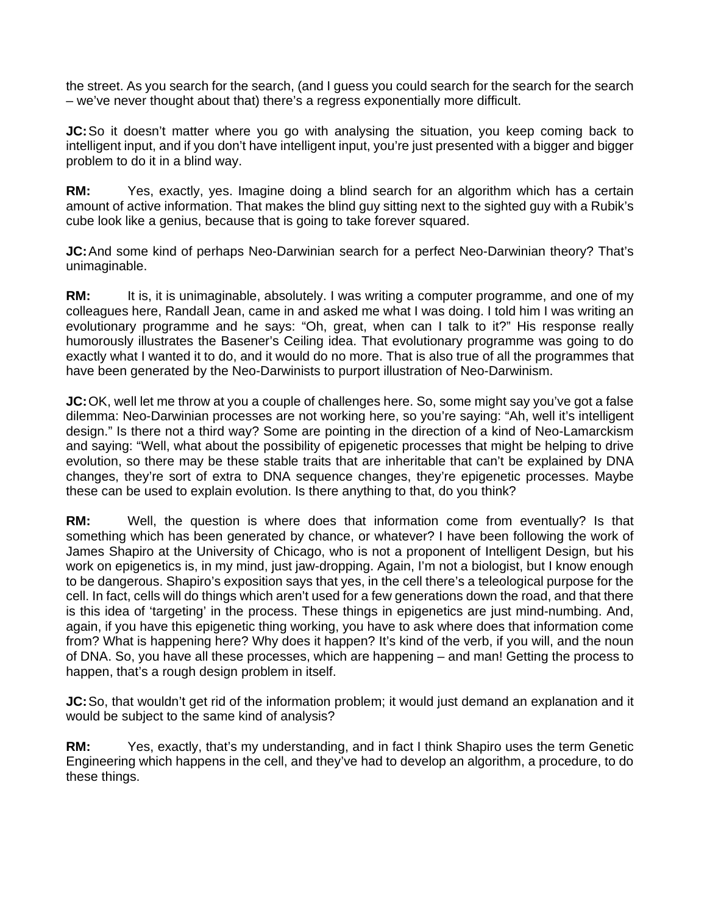the street. As you search for the search, (and I guess you could search for the search for the search – we've never thought about that) there's a regress exponentially more difficult.

**JC:** So it doesn't matter where you go with analysing the situation, you keep coming back to intelligent input, and if you don't have intelligent input, you're just presented with a bigger and bigger problem to do it in a blind way.

**RM:** Yes, exactly, yes. Imagine doing a blind search for an algorithm which has a certain amount of active information. That makes the blind guy sitting next to the sighted guy with a Rubik's cube look like a genius, because that is going to take forever squared.

**JC:** And some kind of perhaps Neo-Darwinian search for a perfect Neo-Darwinian theory? That's unimaginable.

**RM:** It is, it is unimaginable, absolutely. I was writing a computer programme, and one of my colleagues here, Randall Jean, came in and asked me what I was doing. I told him I was writing an evolutionary programme and he says: "Oh, great, when can I talk to it?" His response really humorously illustrates the Basener's Ceiling idea. That evolutionary programme was going to do exactly what I wanted it to do, and it would do no more. That is also true of all the programmes that have been generated by the Neo-Darwinists to purport illustration of Neo-Darwinism.

**JC:** OK, well let me throw at you a couple of challenges here. So, some might say you've got a false dilemma: Neo-Darwinian processes are not working here, so you're saying: "Ah, well it's intelligent design." Is there not a third way? Some are pointing in the direction of a kind of Neo-Lamarckism and saying: "Well, what about the possibility of epigenetic processes that might be helping to drive evolution, so there may be these stable traits that are inheritable that can't be explained by DNA changes, they're sort of extra to DNA sequence changes, they're epigenetic processes. Maybe these can be used to explain evolution. Is there anything to that, do you think?

**RM:** Well, the question is where does that information come from eventually? Is that something which has been generated by chance, or whatever? I have been following the work of James Shapiro at the University of Chicago, who is not a proponent of Intelligent Design, but his work on epigenetics is, in my mind, just jaw-dropping. Again, I'm not a biologist, but I know enough to be dangerous. Shapiro's exposition says that yes, in the cell there's a teleological purpose for the cell. In fact, cells will do things which aren't used for a few generations down the road, and that there is this idea of 'targeting' in the process. These things in epigenetics are just mind-numbing. And, again, if you have this epigenetic thing working, you have to ask where does that information come from? What is happening here? Why does it happen? It's kind of the verb, if you will, and the noun of DNA. So, you have all these processes, which are happening – and man! Getting the process to happen, that's a rough design problem in itself.

**JC:** So, that wouldn't get rid of the information problem; it would just demand an explanation and it would be subject to the same kind of analysis?

**RM:** Yes, exactly, that's my understanding, and in fact I think Shapiro uses the term Genetic Engineering which happens in the cell, and they've had to develop an algorithm, a procedure, to do these things.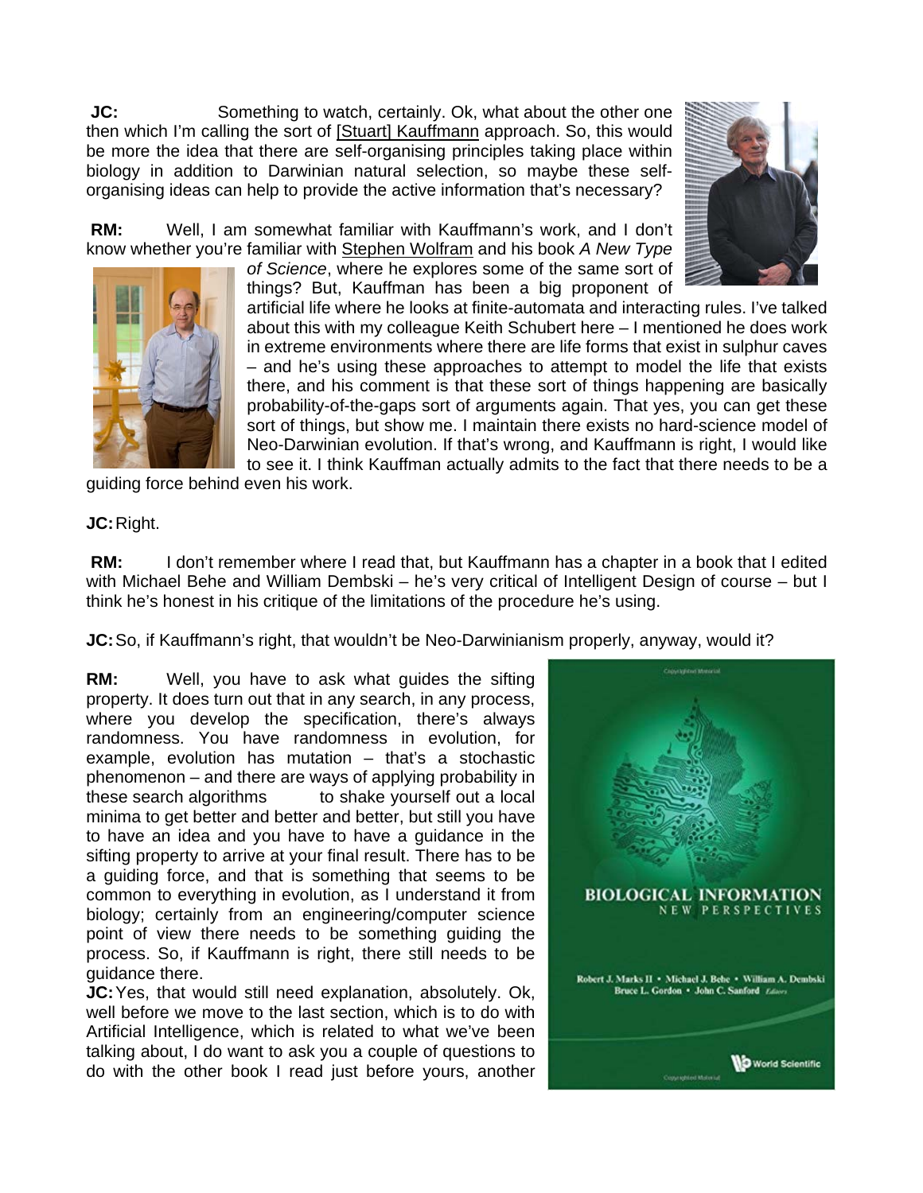**JC:** Something to watch, certainly. Ok, what about the other one then which I'm calling the sort of [Stuart] Kauffmann approach. So, this would be more the idea that there are self-organising principles taking place within biology in addition to Darwinian natural selection, so maybe these self-organising ideas can help to provide the active information that's necessary?

**RM:** Well, I am somewhat familiar with Kauffmann's work, and I don't know whether you're familiar with Stephen Wolfram and his book *A New Type of Science*, where he explores some of the same sort of things? But, Kauffman has been a big proponent of artificial life where he looks at finite-automata and interacting rules. I've talked about this with my colleague Keith Schubert here – I mentioned he does work in extreme environments where there are life forms that exist in sulphur caves – and he's using these approaches to attempt to model the life that exists there, and his comment is that these sort of things happening are basically probability-of-the-gaps sort of arguments again. That yes, you can get these sort of things, but show me. I maintain there exists no hard-science model of Neo-Darwinian evolution. If that's wrong, and Kauffmann is right, I would like to see it. I think Kauffman actually admits to the fact that there needs to be a guiding force behind even his work.

**JC:** Right.

**RM:** I don't remember where I read that, but Kauffmann has a chapter in a book that I edited with Michael Behe and William Dembski – he's very critical of Intelligent Design of course – but I think he's honest in his critique of the limitations of the procedure he's using.

**JC:** So, if Kauffmann's right, that wouldn't be Neo-Darwinianism properly, anyway, would it?

**RM:** Well, you have to ask what guides the sifting property. It does turn out that in any search, in any process, where you develop the specification, there's always randomness. You have randomness in evolution, for example, evolution has mutation – that's a stochastic phenomenon – and there are ways of applying probability in these search algorithms to shake yourself out a local minima to get better and better and better, but still you have to have an idea and you have to have a guidance in the sifting property to arrive at your final result. There has to be a guiding force, and that is something that seems to be common to everything in evolution, as I understand it from biology; certainly from an engineering/computer science point of view there needs to be something guiding the process. So, if Kauffmann is right, there still needs to be guidance there.

**JC:** Yes, that would still need explanation, absolutely. Ok, well before we move to the last section, which is to do with Artificial Intelligence, which is related to what we've been talking about, I do want to ask you a couple of questions to do with the other book I read just before yours, another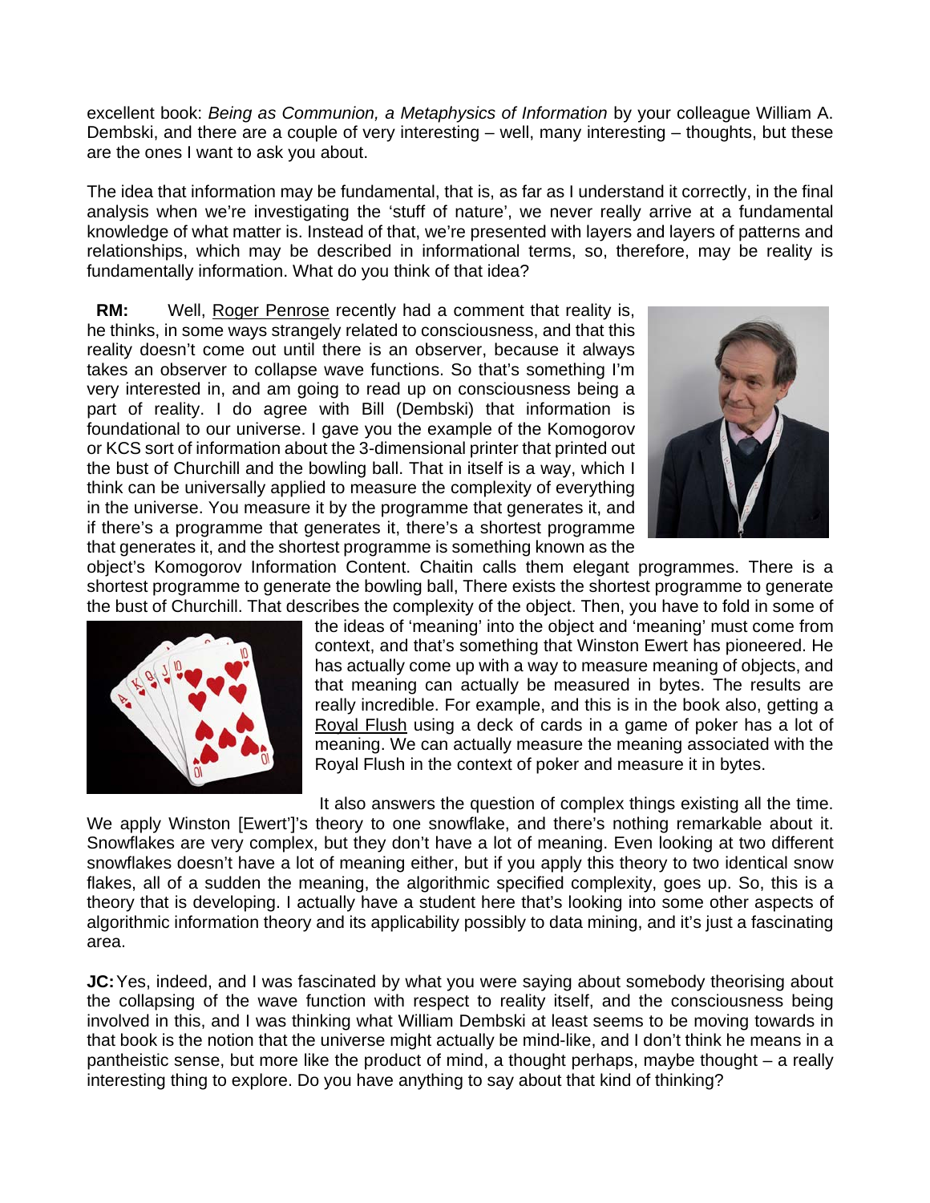excellent book: *Being as Communion, a Metaphysics of Information* by your colleague William A. Dembski, and there are a couple of very interesting – well, many interesting – thoughts, but these are the ones I want to ask you about.

The idea that information may be fundamental, that is, as far as I understand it correctly, in the final analysis when we're investigating the 'stuff of nature', we never really arrive at a fundamental knowledge of what matter is. Instead of that, we're presented with layers and layers of patterns and relationships, which may be described in informational terms, so, therefore, may be reality is fundamentally information. What do you think of that idea?

**RM:** Well, Roger Penrose recently had a comment that reality is, he thinks, in some ways strangely related to consciousness, and that this reality doesn't come out until there is an observer, because it always takes an observer to collapse wave functions. So that's something I'm very interested in, and am going to read up on consciousness being a part of reality. I do agree with Bill (Dembski) that information is foundational to our universe. I gave you the example of the Komogorov or KCS sort of information about the 3-dimensional printer that printed out the bust of Churchill and the bowling ball. That in itself is a way, which I think can be universally applied to measure the complexity of everything in the universe. You measure it by the programme that generates it, and if there's a programme that generates it, there's a shortest programme that generates it, and the shortest programme is something known as the object's Komogorov Information Content. Chaitin calls them elegant programmes. There is a shortest programme to generate the bowling ball, There exists the shortest programme to generate the bust of Churchill. That describes the complexity of the object. Then, you have to fold in some of the ideas of 'meaning' into the object and 'meaning' must come from context, and that's something that Winston Ewert has pioneered. He has actually come up with a way to measure meaning of objects, and that meaning can actually be measured in bytes. The results are really incredible. For example, and this is in the book also, getting a Royal Flush using a deck of cards in a game of poker has a lot of meaning. We can actually measure the meaning associated with the Royal Flush in the context of poker and measure it in bytes.

It also answers the question of complex things existing all the time. We apply Winston [Ewert']'s theory to one snowflake, and there's nothing remarkable about it. Snowflakes are very complex, but they don't have a lot of meaning. Even looking at two different snowflakes doesn't have a lot of meaning either, but if you apply this theory to two identical snow flakes, all of a sudden the meaning, the algorithmic specified complexity, goes up. So, this is a theory that is developing. I actually have a student here that's looking into some other aspects of algorithmic information theory and its applicability possibly to data mining, and it's just a fascinating area.

**JC:** Yes, indeed, and I was fascinated by what you were saying about somebody theorising about the collapsing of the wave function with respect to reality itself, and the consciousness being involved in this, and I was thinking what William Dembski at least seems to be moving towards in that book is the notion that the universe might actually be mind-like, and I don't think he means in a pantheistic sense, but more like the product of mind, a thought perhaps, maybe thought – a really interesting thing to explore. Do you have anything to say about that kind of thinking?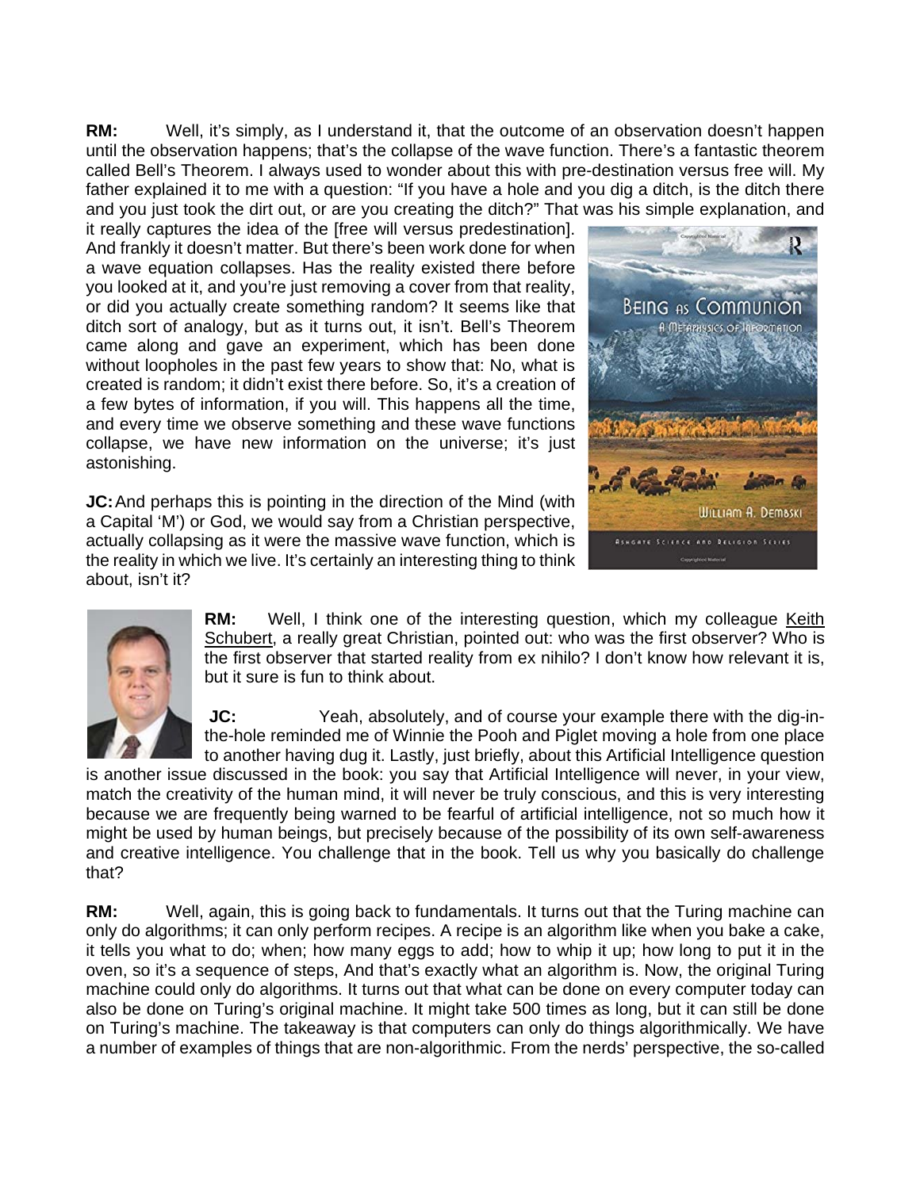**RM:** Well, it's simply, as I understand it, that the outcome of an observation doesn't happen until the observation happens; that's the collapse of the wave function. There's a fantastic theorem called Bell's Theorem. I always used to wonder about this with pre-destination versus free will. My father explained it to me with a question: "If you have a hole and you dig a ditch, is the ditch there and you just took the dirt out, or are you creating the ditch?" That was his simple explanation, and it really captures the idea of the [free will versus predestination]. And frankly it doesn't matter. But there's been work done for when a wave equation collapses. Has the reality existed there before you looked at it, and you're just removing a cover from that reality, or did you actually create something random? It seems like that ditch sort of analogy, but as it turns out, it isn't. Bell's Theorem came along and gave an experiment, which has been done without loopholes in the past few years to show that: No, what is created is random; it didn't exist there before. So, it's a creation of a few bytes of information, if you will. This happens all the time, and every time we observe something and these wave functions collapse, we have new information on the universe; it's just astonishing.

**JC:** And perhaps this is pointing in the direction of the Mind (with a Capital 'M') or God, we would say from a Christian perspective, actually collapsing as it were the massive wave function, which is the reality in which we live. It's certainly an interesting thing to think about, isn't it?

**RM:** Well, I think one of the interesting question, which my colleague Keith Schubert, a really great Christian, pointed out: who was the first observer? Who is the first observer that started reality from ex nihilo? I don't know how relevant it is, but it sure is fun to think about.

**JC:** Yeah, absolutely, and of course your example there with the dig-in-the-hole reminded me of Winnie the Pooh and Piglet moving a hole from one place to another having dug it. Lastly, just briefly, about this Artificial Intelligence question is another issue discussed in the book: you say that Artificial Intelligence will never, in your view, match the creativity of the human mind, it will never be truly conscious, and this is very interesting because we are frequently being warned to be fearful of artificial intelligence, not so much how it might be used by human beings, but precisely because of the possibility of its own self-awareness and creative intelligence. You challenge that in the book. Tell us why you basically do challenge that?

**RM:** Well, again, this is going back to fundamentals. It turns out that the Turing machine can only do algorithms; it can only perform recipes. A recipe is an algorithm like when you bake a cake, it tells you what to do; when; how many eggs to add; how to whip it up; how long to put it in the oven, so it's a sequence of steps, And that's exactly what an algorithm is. Now, the original Turing machine could only do algorithms. It turns out that what can be done on every computer today can also be done on Turing's original machine. It might take 500 times as long, but it can still be done on Turing's machine. The takeaway is that computers can only do things algorithmically. We have a number of examples of things that are non-algorithmic. From the nerds' perspective, the so-called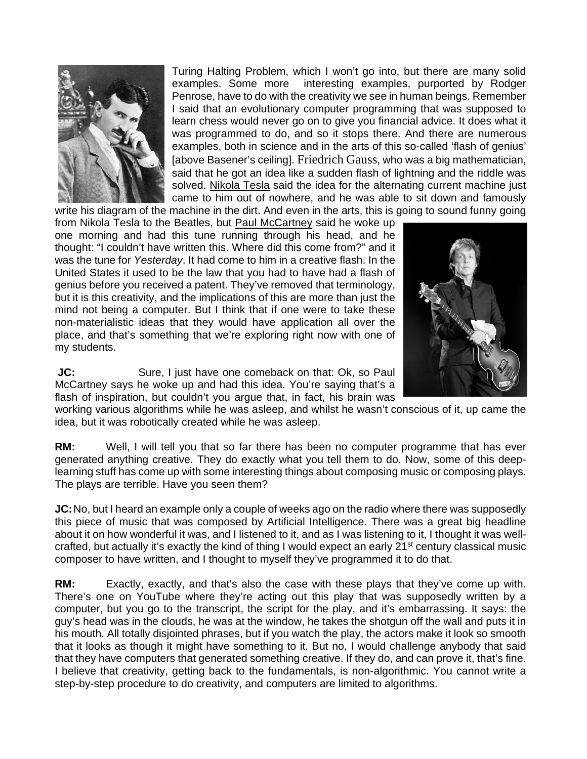Turing Halting Problem, which I won't go into, but there are many solid examples. Some more interesting examples, purported by Rodger Penrose, have to do with the creativity we see in human beings. Remember I said that an evolutionary computer programming that was supposed to learn chess would never go on to give you financial advice. It does what it was programmed to do, and so it stops there. And there are numerous examples, both in science and in the arts of this so-called 'flash of genius' [above Basener's ceiling]. Friedrich Gauss, who was a big mathematician, said that he got an idea like a sudden flash of lightning and the riddle was solved. Nikola Tesla said the idea for the alternating current machine just came to him out of nowhere, and he was able to sit down and famously write his diagram of the machine in the dirt. And even in the arts, this is going to sound funny going from Nikola Tesla to the Beatles, but Paul McCartney said he woke up one morning and had this tune running through his head, and he thought: "I couldn't have written this. Where did this come from?" and it was the tune for *Yesterday*. It had come to him in a creative flash. In the United States it used to be the law that you had to have had a flash of genius before you received a patent. They've removed that terminology, but it is this creativity, and the implications of this are more than just the mind not being a computer. But I think that if one were to take these non-materialistic ideas that they would have application all over the place, and that's something that we're exploring right now with one of my students.

**JC:** Sure, I just have one comeback on that: Ok, so Paul McCartney says he woke up and had this idea. You're saying that's a flash of inspiration, but couldn't you argue that, in fact, his brain was working various algorithms while he was asleep, and whilst he wasn't conscious of it, up came the idea, but it was robotically created while he was asleep.

**RM:** Well, I will tell you that so far there has been no computer programme that has ever generated anything creative. They do exactly what you tell them to do. Now, some of this deep-learning stuff has come up with some interesting things about composing music or composing plays. The plays are terrible. Have you seen them?

**JC:** No, but I heard an example only a couple of weeks ago on the radio where there was supposedly this piece of music that was composed by Artificial Intelligence. There was a great big headline about it on how wonderful it was, and I listened to it, and as I was listening to it, I thought it was well-crafted, but actually it's exactly the kind of thing I would expect an early 21st century classical music composer to have written, and I thought to myself they've programmed it to do that.

**RM:** Exactly, exactly, and that's also the case with these plays that they've come up with. There's one on YouTube where they're acting out this play that was supposedly written by a computer, but you go to the transcript, the script for the play, and it's embarrassing. It says: the guy's head was in the clouds, he was at the window, he takes the shotgun off the wall and puts it in his mouth. All totally disjointed phrases, but if you watch the play, the actors make it look so smooth that it looks as though it might have something to it. But no, I would challenge anybody that said that they have computers that generated something creative. If they do, and can prove it, that's fine. I believe that creativity, getting back to the fundamentals, is non-algorithmic. You cannot write a step-by-step procedure to do creativity, and computers are limited to algorithms.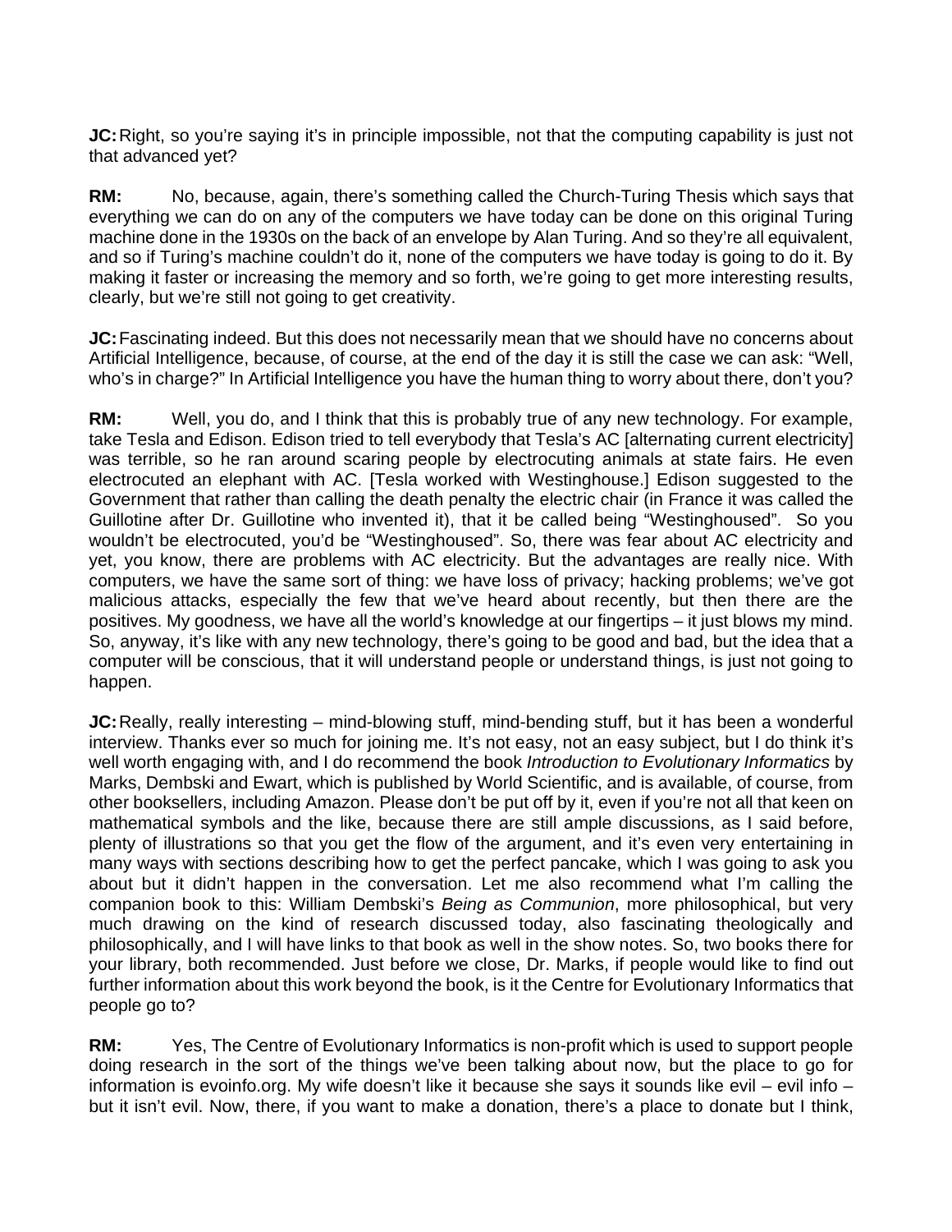**JC:** Right, so you're saying it's in principle impossible, not that the computing capability is just not that advanced yet?

**RM:** No, because, again, there's something called the Church-Turing Thesis which says that everything we can do on any of the computers we have today can be done on this original Turing machine done in the 1930s on the back of an envelope by Alan Turing. And so they're all equivalent, and so if Turing's machine couldn't do it, none of the computers we have today is going to do it. By making it faster or increasing the memory and so forth, we're going to get more interesting results, clearly, but we're still not going to get creativity.

**JC:** Fascinating indeed. But this does not necessarily mean that we should have no concerns about Artificial Intelligence, because, of course, at the end of the day it is still the case we can ask: "Well, who's in charge?" In Artificial Intelligence you have the human thing to worry about there, don't you?

**RM:** Well, you do, and I think that this is probably true of any new technology. For example, take Tesla and Edison. Edison tried to tell everybody that Tesla's AC [alternating current electricity] was terrible, so he ran around scaring people by electrocuting animals at state fairs. He even electrocuted an elephant with AC. [Tesla worked with Westinghouse.] Edison suggested to the Government that rather than calling the death penalty the electric chair (in France it was called the Guillotine after Dr. Guillotine who invented it), that it be called being "Westinghoused". So you wouldn't be electrocuted, you'd be "Westinghoused". So, there was fear about AC electricity and yet, you know, there are problems with AC electricity. But the advantages are really nice. With computers, we have the same sort of thing: we have loss of privacy; hacking problems; we've got malicious attacks, especially the few that we've heard about recently, but then there are the positives. My goodness, we have all the world's knowledge at our fingertips – it just blows my mind. So, anyway, it's like with any new technology, there's going to be good and bad, but the idea that a computer will be conscious, that it will understand people or understand things, is just not going to happen.

**JC:** Really, really interesting – mind-blowing stuff, mind-bending stuff, but it has been a wonderful interview. Thanks ever so much for joining me. It's not easy, not an easy subject, but I do think it's well worth engaging with, and I do recommend the book *Introduction to Evolutionary Informatics* by Marks, Dembski and Ewart, which is published by World Scientific, and is available, of course, from other booksellers, including Amazon. Please don't be put off by it, even if you're not all that keen on mathematical symbols and the like, because there are still ample discussions, as I said before, plenty of illustrations so that you get the flow of the argument, and it's even very entertaining in many ways with sections describing how to get the perfect pancake, which I was going to ask you about but it didn't happen in the conversation. Let me also recommend what I'm calling the companion book to this: William Dembski's *Being as Communion*, more philosophical, but very much drawing on the kind of research discussed today, also fascinating theologically and philosophically, and I will have links to that book as well in the show notes. So, two books there for your library, both recommended. Just before we close, Dr. Marks, if people would like to find out further information about this work beyond the book, is it the Centre for Evolutionary Informatics that people go to?

**RM:** Yes, The Centre of Evolutionary Informatics is non-profit which is used to support people doing research in the sort of the things we've been talking about now, but the place to go for information is evoinfo.org. My wife doesn't like it because she says it sounds like evil – evil info – but it isn't evil. Now, there, if you want to make a donation, there's a place to donate but I think,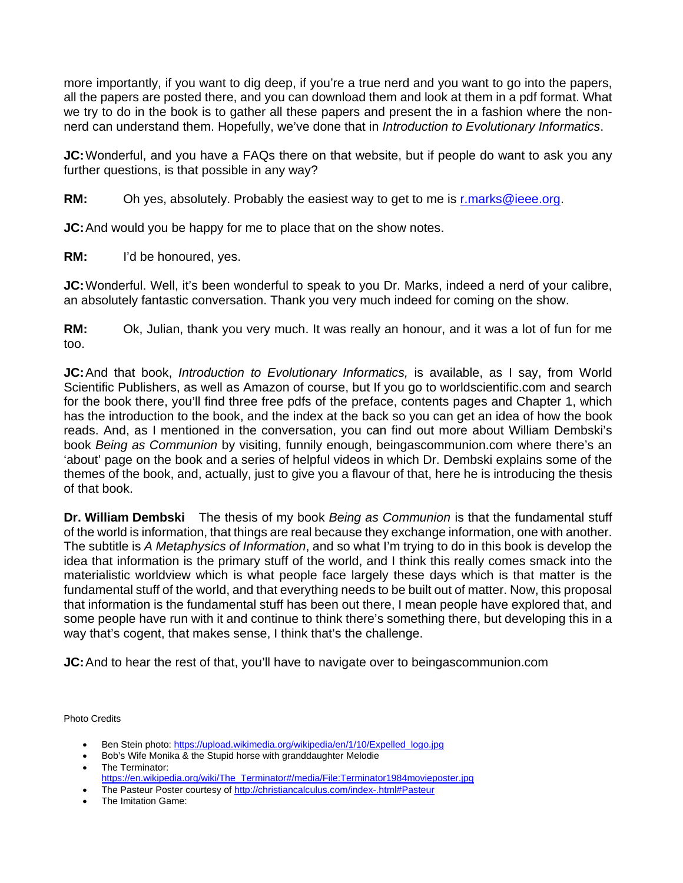more importantly, if you want to dig deep, if you're a true nerd and you want to go into the papers, all the papers are posted there, and you can download them and look at them in a pdf format. What we try to do in the book is to gather all these papers and present the in a fashion where the non-nerd can understand them. Hopefully, we've done that in *Introduction to Evolutionary Informatics*.

**JC:** Wonderful, and you have a FAQs there on that website, but if people do want to ask you any further questions, is that possible in any way?

**RM:** Oh yes, absolutely. Probably the easiest way to get to me is [r.marks@ieee.org](mailto:r.marks@ieee.org).

**JC:** And would you be happy for me to place that on the show notes.

**RM:** I'd be honoured, yes.

**JC:** Wonderful. Well, it's been wonderful to speak to you Dr. Marks, indeed a nerd of your calibre, an absolutely fantastic conversation. Thank you very much indeed for coming on the show.

**RM:** Ok, Julian, thank you very much. It was really an honour, and it was a lot of fun for me too.

**JC:** And that book, *Introduction to Evolutionary Informatics,* is available, as I say, from World Scientific Publishers, as well as Amazon of course, but If you go to worldscientific.com and search for the book there, you'll find three free pdfs of the preface, contents pages and Chapter 1, which has the introduction to the book, and the index at the back so you can get an idea of how the book reads. And, as I mentioned in the conversation, you can find out more about William Dembski's book *Being as Communion* by visiting, funnily enough, beingascommunion.com where there's an 'about' page on the book and a series of helpful videos in which Dr. Dembski explains some of the themes of the book, and, actually, just to give you a flavour of that, here he is introducing the thesis of that book.

**Dr. William Dembski** The thesis of my book *Being as Communion* is that the fundamental stuff of the world is information, that things are real because they exchange information, one with another. The subtitle is *A Metaphysics of Information*, and so what I'm trying to do in this book is develop the idea that information is the primary stuff of the world, and I think this really comes smack into the materialistic worldview which is what people face largely these days which is that matter is the fundamental stuff of the world, and that everything needs to be built out of matter. Now, this proposal that information is the fundamental stuff has been out there, I mean people have explored that, and some people have run with it and continue to think there's something there, but developing this in a way that's cogent, that makes sense, I think that's the challenge.

**JC:** And to hear the rest of that, you'll have to navigate over to beingascommunion.com

Photo Credits

- Ben Stein photo: https://upload.wikimedia.org/wikipedia/en/1/10/Expelled_logo.jpg
- Bob's Wife Monika & the Stupid horse with granddaughter Melodie
- The Terminator: https://en.wikipedia.org/wiki/The_Terminator#/media/File:Terminator1984movieposter.jpg
- The Pasteur Poster courtesy of http://christiancalculus.com/index-.html#Pasteur
- The Imitation Game: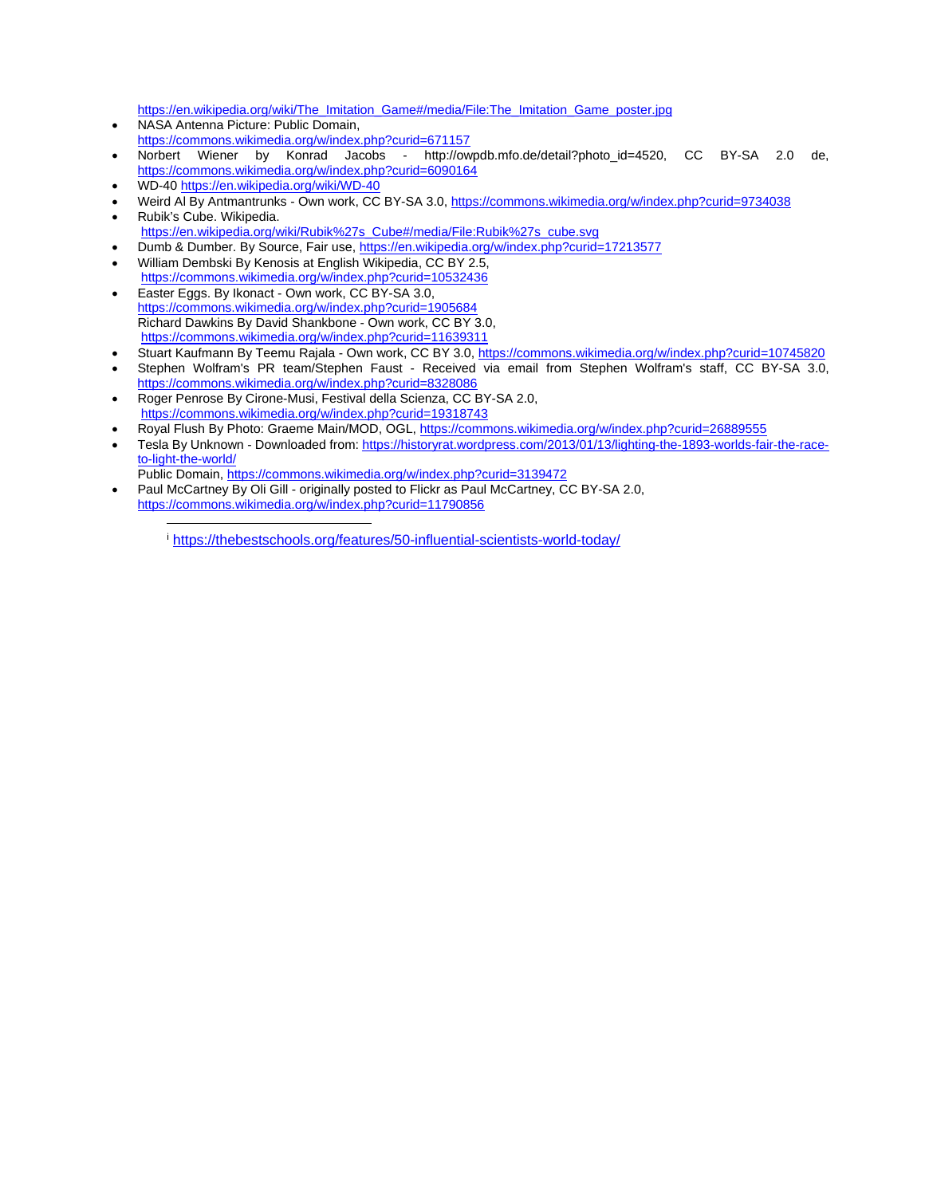https://en.wikipedia.org/wiki/The_Imitation_Game#/media/File:The_Imitation_Game_poster.jpg

- NASA Antenna Picture: Public Domain, https://commons.wikimedia.org/w/index.php?curid=671157
- Norbert Wiener by Konrad Jacobs - http://owpdb.mfo.de/detail?photo_id=4520, CC BY-SA 2.0 de, https://commons.wikimedia.org/w/index.php?curid=6090164
- WD-40 https://en.wikipedia.org/wiki/WD-40
- Weird Al By Antmantrunks - Own work, CC BY-SA 3.0, https://commons.wikimedia.org/w/index.php?curid=9734038
- Rubik's Cube. Wikipedia. https://en.wikipedia.org/wiki/Rubik%27s_Cube#/media/File:Rubik%27s_cube.svg
- Dumb & Dumber. By Source, Fair use, https://en.wikipedia.org/w/index.php?curid=17213577
- William Dembski By Kenosis at English Wikipedia, CC BY 2.5, https://commons.wikimedia.org/w/index.php?curid=10532436
- Easter Eggs. By Ikonact - Own work, CC BY-SA 3.0, https://commons.wikimedia.org/w/index.php?curid=1905684
  Richard Dawkins By David Shankbone - Own work, CC BY 3.0, https://commons.wikimedia.org/w/index.php?curid=11639311
- Stuart Kaufmann By Teemu Rajala - Own work, CC BY 3.0, https://commons.wikimedia.org/w/index.php?curid=10745820
- Stephen Wolfram's PR team/Stephen Faust - Received via email from Stephen Wolfram's staff, CC BY-SA 3.0, https://commons.wikimedia.org/w/index.php?curid=8328086
- Roger Penrose By Cirone-Musi, Festival della Scienza, CC BY-SA 2.0, https://commons.wikimedia.org/w/index.php?curid=19318743
- Royal Flush By Photo: Graeme Main/MOD, OGL, https://commons.wikimedia.org/w/index.php?curid=26889555
- Tesla By Unknown - Downloaded from: https://historyrat.wordpress.com/2013/01/13/lighting-the-1893-worlds-fair-the-race-to-light-the-world/
  Public Domain, https://commons.wikimedia.org/w/index.php?curid=3139472
- Paul McCartney By Oli Gill - originally posted to Flickr as Paul McCartney, CC BY-SA 2.0, https://commons.wikimedia.org/w/index.php?curid=11790856

---

[i] https://thebestschools.org/features/50-influential-scientists-world-today/